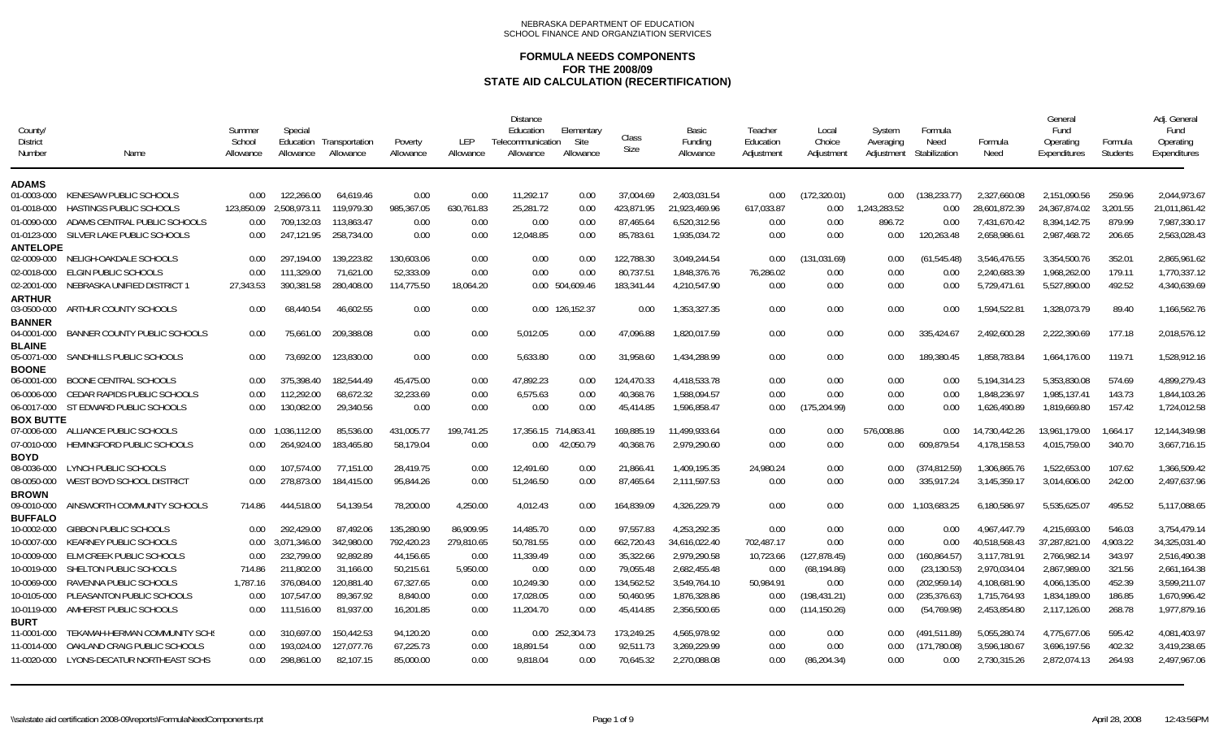NEBRASKA DEPARTMENT OF EDUCATION
SCHOOL FINANCE AND ORGANZIATION SERVICES

# FORMULA NEEDS COMPONENTS
## FOR THE 2008/09
## STATE AID CALCULATION (RECERTIFICATION)

| County/ District Number | Name | Summer School Allowance | Special Education Allowance | Transportation Allowance | Poverty Allowance | LEP Allowance | Distance Education Telecommunication Allowance | Elementary Site Allowance | Class Size | Basic Funding Allowance | Teacher Education Adjustment | Local Choice Adjustment | System Averaging Adjustment | Formula Need Stabilization | Formula Need | General Fund Operating Expenditures | Formula Students | Adj. General Fund Operating Expenditures |
|---|---|---|---|---|---|---|---|---|---|---|---|---|---|---|---|---|---|---|
| **ADAMS** | | | | | | | | | | | | | | | | | | |
| 01-0003-000 | KENESAW PUBLIC SCHOOLS | 0.00 | 122,266.00 | 64,619.46 | 0.00 | 0.00 | 11,292.17 | 0.00 | 37,004.69 | 2,403,031.54 | 0.00 | (172,320.01) | 0.00 | (138,233.77) | 2,327,660.08 | 2,151,090.56 | 259.96 | 2,044,973.67 |
| 01-0018-000 | HASTINGS PUBLIC SCHOOLS | 123,850.09 | 2,508,973.11 | 119,979.30 | 985,367.05 | 630,761.83 | 25,281.72 | 0.00 | 423,871.95 | 21,923,469.96 | 617,033.87 | 0.00 | 1,243,283.52 | 0.00 | 28,601,872.39 | 24,367,874.02 | 3,201.55 | 21,011,861.42 |
| 01-0090-000 | ADAMS CENTRAL PUBLIC SCHOOLS | 0.00 | 709,132.03 | 113,863.47 | 0.00 | 0.00 | 0.00 | 0.00 | 87,465.64 | 6,520,312.56 | 0.00 | 0.00 | 896.72 | 0.00 | 7,431,670.42 | 8,394,142.75 | 879.99 | 7,987,330.17 |
| 01-0123-000 | SILVER LAKE PUBLIC SCHOOLS | 0.00 | 247,121.95 | 258,734.00 | 0.00 | 0.00 | 12,048.85 | 0.00 | 85,783.61 | 1,935,034.72 | 0.00 | 0.00 | 0.00 | 120,263.48 | 2,658,986.61 | 2,987,468.72 | 206.65 | 2,563,028.43 |
| **ANTELOPE** | | | | | | | | | | | | | | | | | | |
| 02-0009-000 | NELIGH-OAKDALE SCHOOLS | 0.00 | 297,194.00 | 139,223.82 | 130,603.06 | 0.00 | 0.00 | 0.00 | 122,788.30 | 3,049,244.54 | 0.00 | (131,031.69) | 0.00 | (61,545.48) | 3,546,476.55 | 3,354,500.76 | 352.01 | 2,865,961.62 |
| 02-0018-000 | ELGIN PUBLIC SCHOOLS | 0.00 | 111,329.00 | 71,621.00 | 52,333.09 | 0.00 | 0.00 | 0.00 | 80,737.51 | 1,848,376.76 | 76,286.02 | 0.00 | 0.00 | 0.00 | 2,240,683.39 | 1,968,262.00 | 179.11 | 1,770,337.12 |
| 02-2001-000 | NEBRASKA UNIFIED DISTRICT 1 | 27,343.53 | 390,381.58 | 280,408.00 | 114,775.50 | 18,064.20 | 0.00 | 504,609.46 | 183,341.44 | 4,210,547.90 | 0.00 | 0.00 | 0.00 | 0.00 | 5,729,471.61 | 5,527,890.00 | 492.52 | 4,340,639.69 |
| **ARTHUR** | | | | | | | | | | | | | | | | | | |
| 03-0500-000 | ARTHUR COUNTY SCHOOLS | 0.00 | 68,440.54 | 46,602.55 | 0.00 | 0.00 | 0.00 | 126,152.37 | 0.00 | 1,353,327.35 | 0.00 | 0.00 | 0.00 | 0.00 | 1,594,522.81 | 1,328,073.79 | 89.40 | 1,166,562.76 |
| **BANNER** | | | | | | | | | | | | | | | | | | |
| 04-0001-000 | BANNER COUNTY PUBLIC SCHOOLS | 0.00 | 75,661.00 | 209,388.08 | 0.00 | 0.00 | 5,012.05 | 0.00 | 47,096.88 | 1,820,017.59 | 0.00 | 0.00 | 0.00 | 335,424.67 | 2,492,600.28 | 2,222,390.69 | 177.18 | 2,018,576.12 |
| **BLAINE** | | | | | | | | | | | | | | | | | | |
| 05-0071-000 | SANDHILLS PUBLIC SCHOOLS | 0.00 | 73,692.00 | 123,830.00 | 0.00 | 0.00 | 5,633.80 | 0.00 | 31,958.60 | 1,434,288.99 | 0.00 | 0.00 | 0.00 | 189,380.45 | 1,858,783.84 | 1,664,176.00 | 119.71 | 1,528,912.16 |
| **BOONE** | | | | | | | | | | | | | | | | | | |
| 06-0001-000 | BOONE CENTRAL SCHOOLS | 0.00 | 375,398.40 | 182,544.49 | 45,475.00 | 0.00 | 47,892.23 | 0.00 | 124,470.33 | 4,418,533.78 | 0.00 | 0.00 | 0.00 | 0.00 | 5,194,314.23 | 5,353,830.08 | 574.69 | 4,899,279.43 |
| 06-0006-000 | CEDAR RAPIDS PUBLIC SCHOOLS | 0.00 | 112,292.00 | 68,672.32 | 32,233.69 | 0.00 | 6,575.63 | 0.00 | 40,368.76 | 1,588,094.57 | 0.00 | 0.00 | 0.00 | 0.00 | 1,848,236.97 | 1,985,137.41 | 143.73 | 1,844,103.26 |
| 06-0017-000 | ST EDWARD PUBLIC SCHOOLS | 0.00 | 130,082.00 | 29,340.56 | 0.00 | 0.00 | 0.00 | 0.00 | 45,414.85 | 1,596,858.47 | 0.00 | (175,204.99) | 0.00 | 0.00 | 1,626,490.89 | 1,819,669.80 | 157.42 | 1,724,012.58 |
| **BOX BUTTE** | | | | | | | | | | | | | | | | | | |
| 07-0006-000 | ALLIANCE PUBLIC SCHOOLS | 0.00 | 1,036,112.00 | 85,536.00 | 431,005.77 | 199,741.25 | 17,356.15 | 714,863.41 | 169,885.19 | 11,499,933.64 | 0.00 | 0.00 | 576,008.86 | 0.00 | 14,730,442.26 | 13,961,179.00 | 1,664.17 | 12,144,349.98 |
| 07-0010-000 | HEMINGFORD PUBLIC SCHOOLS | 0.00 | 264,924.00 | 183,465.80 | 58,179.04 | 0.00 | 0.00 | 42,050.79 | 40,368.76 | 2,979,290.60 | 0.00 | 0.00 | 0.00 | 609,879.54 | 4,178,158.53 | 4,015,759.00 | 340.70 | 3,667,716.15 |
| **BOYD** | | | | | | | | | | | | | | | | | | |
| 08-0036-000 | LYNCH PUBLIC SCHOOLS | 0.00 | 107,574.00 | 77,151.00 | 28,419.75 | 0.00 | 12,491.60 | 0.00 | 21,866.41 | 1,409,195.35 | 24,980.24 | 0.00 | 0.00 | (374,812.59) | 1,306,865.76 | 1,522,653.00 | 107.62 | 1,366,509.42 |
| 08-0050-000 | WEST BOYD SCHOOL DISTRICT | 0.00 | 278,873.00 | 184,415.00 | 95,844.26 | 0.00 | 51,246.50 | 0.00 | 87,465.64 | 2,111,597.53 | 0.00 | 0.00 | 0.00 | 335,917.24 | 3,145,359.17 | 3,014,606.00 | 242.00 | 2,497,637.96 |
| **BROWN** | | | | | | | | | | | | | | | | | | |
| 09-0010-000 | AINSWORTH COMMUNITY SCHOOLS | 714.86 | 444,518.00 | 54,139.54 | 78,200.00 | 4,250.00 | 4,012.43 | 0.00 | 164,839.09 | 4,326,229.79 | 0.00 | 0.00 | 0.00 | 1,103,683.25 | 6,180,586.97 | 5,535,625.07 | 495.52 | 5,117,088.65 |
| **BUFFALO** | | | | | | | | | | | | | | | | | | |
| 10-0002-000 | GIBBON PUBLIC SCHOOLS | 0.00 | 292,429.00 | 87,492.06 | 135,280.90 | 86,909.95 | 14,485.70 | 0.00 | 97,557.83 | 4,253,292.35 | 0.00 | 0.00 | 0.00 | 0.00 | 4,967,447.79 | 4,215,693.00 | 546.03 | 3,754,479.14 |
| 10-0007-000 | KEARNEY PUBLIC SCHOOLS | 0.00 | 3,071,346.00 | 342,980.00 | 792,420.23 | 279,810.65 | 50,781.55 | 0.00 | 662,720.43 | 34,616,022.40 | 702,487.17 | 0.00 | 0.00 | 0.00 | 40,518,568.43 | 37,287,821.00 | 4,903.22 | 34,325,031.40 |
| 10-0009-000 | ELM CREEK PUBLIC SCHOOLS | 0.00 | 232,799.00 | 92,892.89 | 44,156.65 | 0.00 | 11,339.49 | 0.00 | 35,322.66 | 2,979,290.58 | 10,723.66 | (127,878.45) | 0.00 | (160,864.57) | 3,117,781.91 | 2,766,982.14 | 343.97 | 2,516,490.38 |
| 10-0019-000 | SHELTON PUBLIC SCHOOLS | 714.86 | 211,802.00 | 31,166.00 | 50,215.61 | 5,950.00 | 0.00 | 0.00 | 79,055.48 | 2,682,455.48 | 0.00 | (68,194.86) | 0.00 | (23,130.53) | 2,970,034.04 | 2,867,989.00 | 321.56 | 2,661,164.38 |
| 10-0069-000 | RAVENNA PUBLIC SCHOOLS | 1,787.16 | 376,084.00 | 120,881.40 | 67,327.65 | 0.00 | 10,249.30 | 0.00 | 134,562.52 | 3,549,764.10 | 50,984.91 | 0.00 | 0.00 | (202,959.14) | 4,108,681.90 | 4,066,135.00 | 452.39 | 3,599,211.07 |
| 10-0105-000 | PLEASANTON PUBLIC SCHOOLS | 0.00 | 107,547.00 | 89,367.92 | 8,840.00 | 0.00 | 17,028.05 | 0.00 | 50,460.95 | 1,876,328.86 | 0.00 | (198,431.21) | 0.00 | (235,376.63) | 1,715,764.93 | 1,834,189.00 | 186.85 | 1,670,996.42 |
| 10-0119-000 | AMHERST PUBLIC SCHOOLS | 0.00 | 111,516.00 | 81,937.00 | 16,201.85 | 0.00 | 11,204.70 | 0.00 | 45,414.85 | 2,356,500.65 | 0.00 | (114,150.26) | 0.00 | (54,769.98) | 2,453,854.80 | 2,117,126.00 | 268.78 | 1,977,879.16 |
| **BURT** | | | | | | | | | | | | | | | | | | |
| 11-0001-000 | TEKAMAH-HERMAN COMMUNITY SCH | 0.00 | 310,697.00 | 150,442.53 | 94,120.20 | 0.00 | 0.00 | 252,304.73 | 173,249.25 | 4,565,978.92 | 0.00 | 0.00 | 0.00 | (491,511.89) | 5,055,280.74 | 4,775,677.06 | 595.42 | 4,081,403.97 |
| 11-0014-000 | OAKLAND CRAIG PUBLIC SCHOOLS | 0.00 | 193,024.00 | 127,077.76 | 67,225.73 | 0.00 | 18,891.54 | 0.00 | 92,511.73 | 3,269,229.99 | 0.00 | 0.00 | 0.00 | (171,780.08) | 3,596,180.67 | 3,696,197.56 | 402.32 | 3,419,238.65 |
| 11-0020-000 | LYONS-DECATUR NORTHEAST SCHS | 0.00 | 298,861.00 | 82,107.15 | 85,000.00 | 0.00 | 9,818.04 | 0.00 | 70,645.32 | 2,270,088.08 | 0.00 | (86,204.34) | 0.00 | 0.00 | 2,730,315.26 | 2,872,074.13 | 264.93 | 2,497,967.06 |

\\sa\state aid certification 2008-09\reports\FormulaNeedComponents.rpt — April 28, 2008 12:43:56PM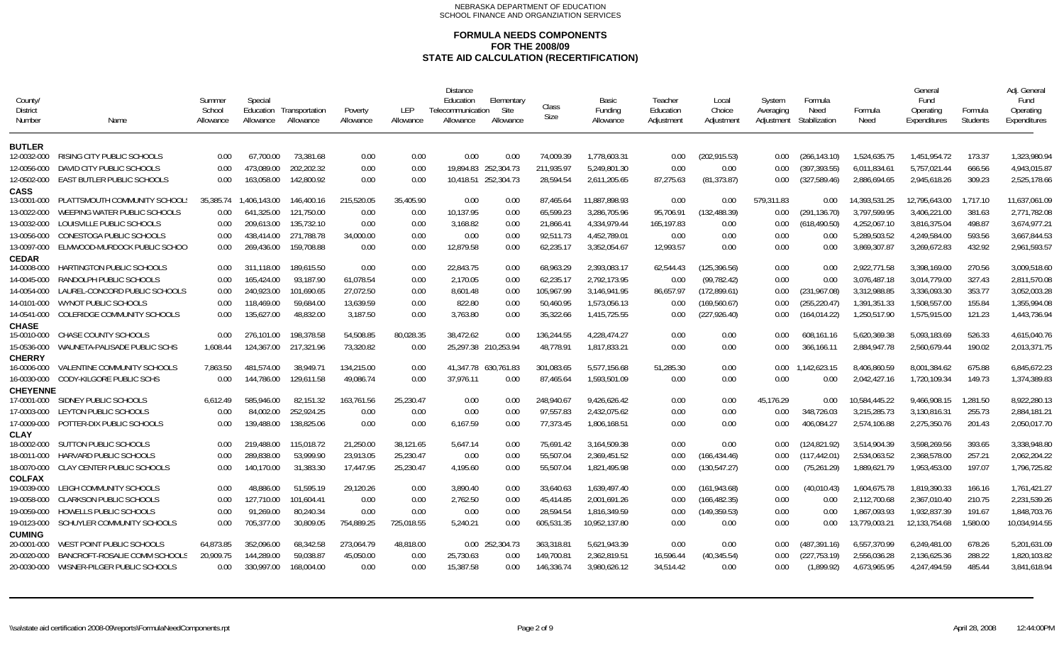NEBRASKA DEPARTMENT OF EDUCATION
SCHOOL FINANCE AND ORGANZIATION SERVICES

# FORMULA NEEDS COMPONENTS FOR THE 2008/09 STATE AID CALCULATION (RECERTIFICATION)

| County/ District Number | Name | Summer School Allowance | Special Education Allowance | Transportation Allowance | Poverty Allowance | LEP Allowance | Distance Education Telecommunication Allowance | Elementary Site Allowance | Class Size | Basic Funding Allowance | Teacher Education Adjustment | Local Choice Adjustment | System Averaging Adjustment | Formula Need Stabilization | Formula Need | General Fund Operating Expenditures | Formula Students | Adj. General Fund Operating Expenditures |
|---|---|---|---|---|---|---|---|---|---|---|---|---|---|---|---|---|---|---|
| **BUTLER** | | | | | | | | | | | | | | | | | | |
| 12-0032-000 | RISING CITY PUBLIC SCHOOLS | 0.00 | 67,700.00 | 73,381.68 | 0.00 | 0.00 | 0.00 | 0.00 | 74,009.39 | 1,778,603.31 | 0.00 | (202,915.53) | 0.00 | (266,143.10) | 1,524,635.75 | 1,451,954.72 | 173.37 | 1,323,980.94 |
| 12-0056-000 | DAVID CITY PUBLIC SCHOOLS | 0.00 | 473,089.00 | 202,202.32 | 0.00 | 0.00 | 19,894.83 | 252,304.73 | 211,935.97 | 5,249,801.30 | 0.00 | 0.00 | 0.00 | (397,393.55) | 6,011,834.61 | 5,757,021.44 | 666.56 | 4,943,015.87 |
| 12-0502-000 | EAST BUTLER PUBLIC SCHOOLS | 0.00 | 163,058.00 | 142,800.92 | 0.00 | 0.00 | 10,418.51 | 252,304.73 | 28,594.54 | 2,611,205.65 | 87,275.63 | (81,373.87) | 0.00 | (327,589.46) | 2,886,694.65 | 2,945,618.26 | 309.23 | 2,525,178.66 |
| **CASS** | | | | | | | | | | | | | | | | | | |
| 13-0001-000 | PLATTSMOUTH COMMUNITY SCHOOLS | 35,385.74 | 1,406,143.00 | 146,400.16 | 215,520.05 | 35,405.90 | 0.00 | 0.00 | 87,465.64 | 11,887,898.93 | 0.00 | 0.00 | 579,311.83 | 0.00 | 14,393,531.25 | 12,795,643.00 | 1,717.10 | 11,637,061.09 |
| 13-0022-000 | WEEPING WATER PUBLIC SCHOOLS | 0.00 | 641,325.00 | 121,750.00 | 0.00 | 0.00 | 10,137.95 | 0.00 | 65,599.23 | 3,286,705.96 | 95,706.91 | (132,488.39) | 0.00 | (291,136.70) | 3,797,599.95 | 3,406,221.00 | 381.63 | 2,771,782.08 |
| 13-0032-000 | LOUISVILLE PUBLIC SCHOOLS | 0.00 | 209,613.00 | 135,732.10 | 0.00 | 0.00 | 3,168.82 | 0.00 | 21,866.41 | 4,334,979.44 | 165,197.83 | 0.00 | 0.00 | (618,490.50) | 4,252,067.10 | 3,816,375.04 | 498.87 | 3,674,977.21 |
| 13-0056-000 | CONESTOGA PUBLIC SCHOOLS | 0.00 | 438,414.00 | 271,788.78 | 34,000.00 | 0.00 | 0.00 | 0.00 | 92,511.73 | 4,452,789.01 | 0.00 | 0.00 | 0.00 | 0.00 | 5,289,503.52 | 4,249,584.00 | 593.56 | 3,667,844.53 |
| 13-0097-000 | ELMWOOD-MURDOCK PUBLIC SCHOO | 0.00 | 269,436.00 | 159,708.88 | 0.00 | 0.00 | 12,879.58 | 0.00 | 62,235.17 | 3,352,054.67 | 12,993.57 | 0.00 | 0.00 | 0.00 | 3,869,307.87 | 3,269,672.83 | 432.92 | 2,961,593.57 |
| **CEDAR** | | | | | | | | | | | | | | | | | | |
| 14-0008-000 | HARTINGTON PUBLIC SCHOOLS | 0.00 | 311,118.00 | 189,615.50 | 0.00 | 0.00 | 22,843.75 | 0.00 | 68,963.29 | 2,393,083.17 | 62,544.43 | (125,396.56) | 0.00 | 0.00 | 2,922,771.58 | 3,398,169.00 | 270.56 | 3,009,518.60 |
| 14-0045-000 | RANDOLPH PUBLIC SCHOOLS | 0.00 | 165,424.00 | 93,187.90 | 61,078.54 | 0.00 | 2,170.05 | 0.00 | 62,235.17 | 2,792,173.95 | 0.00 | (99,782.42) | 0.00 | 0.00 | 3,076,487.18 | 3,014,779.00 | 327.43 | 2,811,570.08 |
| 14-0054-000 | LAUREL-CONCORD PUBLIC SCHOOLS | 0.00 | 240,923.00 | 101,690.65 | 27,072.50 | 0.00 | 8,601.48 | 0.00 | 105,967.99 | 3,146,941.95 | 86,657.97 | (172,899.61) | 0.00 | (231,967.08) | 3,312,988.85 | 3,336,093.30 | 353.77 | 3,052,003.28 |
| 14-0101-000 | WYNOT PUBLIC SCHOOLS | 0.00 | 118,469.00 | 59,684.00 | 13,639.59 | 0.00 | 822.80 | 0.00 | 50,460.95 | 1,573,056.13 | 0.00 | (169,560.67) | 0.00 | (255,220.47) | 1,391,351.33 | 1,508,557.00 | 155.84 | 1,355,994.08 |
| 14-0541-000 | COLERIDGE COMMUNITY SCHOOLS | 0.00 | 135,627.00 | 48,832.00 | 3,187.50 | 0.00 | 3,763.80 | 0.00 | 35,322.66 | 1,415,725.55 | 0.00 | (227,926.40) | 0.00 | (164,014.22) | 1,250,517.90 | 1,575,915.00 | 121.23 | 1,443,736.94 |
| **CHASE** | | | | | | | | | | | | | | | | | | |
| 15-0010-000 | CHASE COUNTY SCHOOLS | 0.00 | 276,101.00 | 198,378.58 | 54,508.85 | 80,028.35 | 38,472.62 | 0.00 | 136,244.55 | 4,228,474.27 | 0.00 | 0.00 | 0.00 | 608,161.16 | 5,620,369.38 | 5,093,183.69 | 526.33 | 4,615,040.76 |
| 15-0536-000 | WAUNETA-PALISADE PUBLIC SCHS | 1,608.44 | 124,367.00 | 217,321.96 | 73,320.82 | 0.00 | 25,297.38 | 210,253.94 | 48,778.91 | 1,817,833.21 | 0.00 | 0.00 | 0.00 | 366,166.11 | 2,884,947.78 | 2,560,679.44 | 190.02 | 2,013,371.75 |
| **CHERRY** | | | | | | | | | | | | | | | | | | |
| 16-0006-000 | VALENTINE COMMUNITY SCHOOLS | 7,863.50 | 481,574.00 | 38,949.71 | 134,215.00 | 0.00 | 41,347.78 | 630,761.83 | 301,083.65 | 5,577,156.68 | 51,285.30 | 0.00 | 0.00 | 1,142,623.15 | 8,406,860.59 | 8,001,384.62 | 675.88 | 6,845,672.23 |
| 16-0030-000 | CODY-KILGORE PUBLIC SCHS | 0.00 | 144,786.00 | 129,611.58 | 49,086.74 | 0.00 | 37,976.11 | 0.00 | 87,465.64 | 1,593,501.09 | 0.00 | 0.00 | 0.00 | 0.00 | 2,042,427.16 | 1,720,109.34 | 149.73 | 1,374,389.83 |
| **CHEYENNE** | | | | | | | | | | | | | | | | | | |
| 17-0001-000 | SIDNEY PUBLIC SCHOOLS | 6,612.49 | 585,946.00 | 82,151.32 | 163,761.56 | 25,230.47 | 0.00 | 0.00 | 248,940.67 | 9,426,626.42 | 0.00 | 0.00 | 45,176.29 | 0.00 | 10,584,445.22 | 9,466,908.15 | 1,281.50 | 8,922,280.13 |
| 17-0003-000 | LEYTON PUBLIC SCHOOLS | 0.00 | 84,002.00 | 252,924.25 | 0.00 | 0.00 | 0.00 | 0.00 | 97,557.83 | 2,432,075.62 | 0.00 | 0.00 | 0.00 | 348,726.03 | 3,215,285.73 | 3,130,816.31 | 255.73 | 2,884,181.21 |
| 17-0009-000 | POTTER-DIX PUBLIC SCHOOLS | 0.00 | 139,488.00 | 138,825.06 | 0.00 | 0.00 | 6,167.59 | 0.00 | 77,373.45 | 1,806,168.51 | 0.00 | 0.00 | 0.00 | 406,084.27 | 2,574,106.88 | 2,275,350.76 | 201.43 | 2,050,017.70 |
| **CLAY** | | | | | | | | | | | | | | | | | | |
| 18-0002-000 | SUTTON PUBLIC SCHOOLS | 0.00 | 219,488.00 | 115,018.72 | 21,250.00 | 38,121.65 | 5,647.14 | 0.00 | 75,691.42 | 3,164,509.38 | 0.00 | 0.00 | 0.00 | (124,821.92) | 3,514,904.39 | 3,598,269.56 | 393.65 | 3,338,948.80 |
| 18-0011-000 | HARVARD PUBLIC SCHOOLS | 0.00 | 289,838.00 | 53,999.90 | 23,913.05 | 25,230.47 | 0.00 | 0.00 | 55,507.04 | 2,369,451.52 | 0.00 | (166,434.46) | 0.00 | (117,442.01) | 2,534,063.52 | 2,368,578.00 | 257.21 | 2,062,204.22 |
| 18-0070-000 | CLAY CENTER PUBLIC SCHOOLS | 0.00 | 140,170.00 | 31,383.30 | 17,447.95 | 25,230.47 | 4,195.60 | 0.00 | 55,507.04 | 1,821,495.98 | 0.00 | (130,547.27) | 0.00 | (75,261.29) | 1,889,621.79 | 1,953,453.00 | 197.07 | 1,796,725.82 |
| **COLFAX** | | | | | | | | | | | | | | | | | | |
| 19-0039-000 | LEIGH COMMUNITY SCHOOLS | 0.00 | 48,886.00 | 51,595.19 | 29,120.26 | 0.00 | 3,890.40 | 0.00 | 33,640.63 | 1,639,497.40 | 0.00 | (161,943.68) | 0.00 | (40,010.43) | 1,604,675.78 | 1,819,390.33 | 166.16 | 1,761,421.27 |
| 19-0058-000 | CLARKSON PUBLIC SCHOOLS | 0.00 | 127,710.00 | 101,604.41 | 0.00 | 0.00 | 2,762.50 | 0.00 | 45,414.85 | 2,001,691.26 | 0.00 | (166,482.35) | 0.00 | 0.00 | 2,112,700.68 | 2,367,010.40 | 210.75 | 2,231,539.26 |
| 19-0059-000 | HOWELLS PUBLIC SCHOOLS | 0.00 | 91,269.00 | 80,240.34 | 0.00 | 0.00 | 0.00 | 0.00 | 28,594.54 | 1,816,349.59 | 0.00 | (149,359.53) | 0.00 | 0.00 | 1,867,093.93 | 1,932,837.39 | 191.67 | 1,848,703.76 |
| 19-0123-000 | SCHUYLER COMMUNITY SCHOOLS | 0.00 | 705,377.00 | 30,809.05 | 754,889.25 | 725,018.55 | 5,240.21 | 0.00 | 605,531.35 | 10,952,137.80 | 0.00 | 0.00 | 0.00 | 0.00 | 13,779,003.21 | 12,133,754.68 | 1,580.00 | 10,034,914.55 |
| **CUMING** | | | | | | | | | | | | | | | | | | |
| 20-0001-000 | WEST POINT PUBLIC SCHOOLS | 64,873.85 | 352,096.00 | 68,342.58 | 273,064.79 | 48,818.00 | 0.00 | 252,304.73 | 363,318.81 | 5,621,943.39 | 0.00 | 0.00 | 0.00 | (487,391.16) | 6,557,370.99 | 6,249,481.00 | 678.26 | 5,201,631.09 |
| 20-0020-000 | BANCROFT-ROSALIE COMM SCHOOLS | 20,909.75 | 144,289.00 | 59,038.87 | 45,050.00 | 0.00 | 25,730.63 | 0.00 | 149,700.81 | 2,362,819.51 | 16,596.44 | (40,345.54) | 0.00 | (227,753.19) | 2,556,036.28 | 2,136,625.36 | 288.22 | 1,820,103.82 |
| 20-0030-000 | WISNER-PILGER PUBLIC SCHOOLS | 0.00 | 330,997.00 | 168,004.00 | 0.00 | 0.00 | 15,387.58 | 0.00 | 146,336.74 | 3,980,626.12 | 34,514.42 | 0.00 | 0.00 | (1,899.92) | 4,673,965.95 | 4,247,494.59 | 485.44 | 3,841,618.94 |

\\sa\state aid certification 2008-09\reports\FormulaNeedComponents.rpt — April 28, 2008 12:44:00PM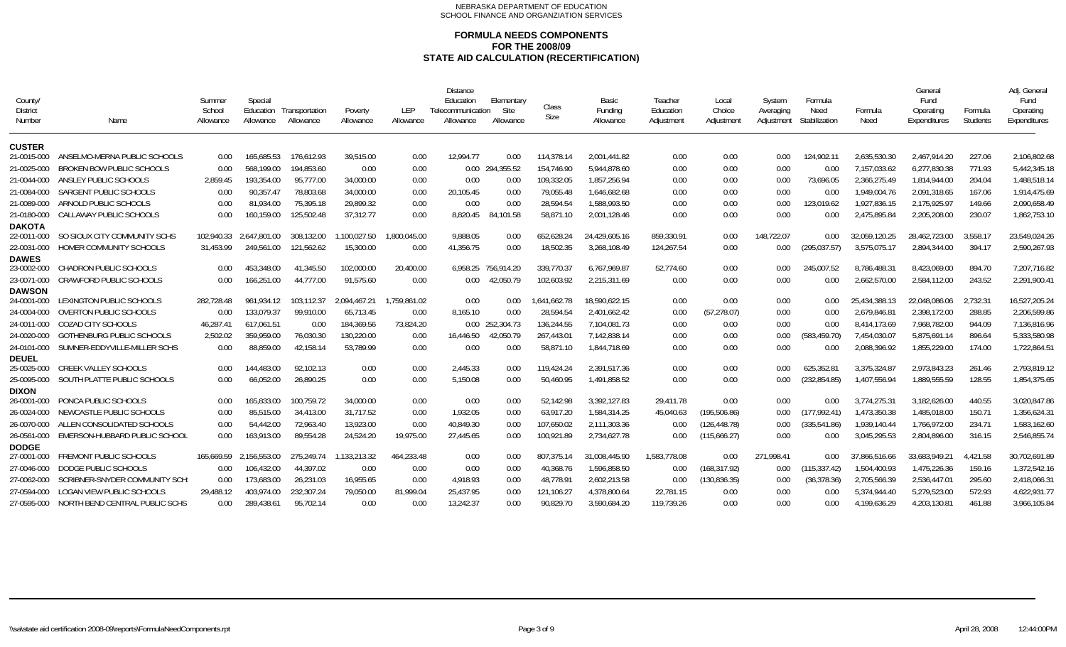NEBRASKA DEPARTMENT OF EDUCATION
SCHOOL FINANCE AND ORGANZIATION SERVICES

# FORMULA NEEDS COMPONENTS
## FOR THE 2008/09
## STATE AID CALCULATION (RECERTIFICATION)

| County/ District Number | Name | Summer School Allowance | Special Education Allowance | Transportation Allowance | Poverty Allowance | LEP Allowance | Distance Education Telecommunication Allowance | Elementary Site Allowance | Class Size | Basic Funding Allowance | Teacher Education Adjustment | Local Choice Adjustment | System Averaging Adjustment | Formula Need Stabilization | Formula Need | General Fund Operating Expenditures | Formula Students | Adj. General Fund Operating Expenditures |
|---|---|---|---|---|---|---|---|---|---|---|---|---|---|---|---|---|---|---|
| **CUSTER** | | | | | | | | | | | | | | | | | | |
| 21-0015-000 | ANSELMO-MERNA PUBLIC SCHOOLS | 0.00 | 165,685.53 | 176,612.93 | 39,515.00 | 0.00 | 12,994.77 | 0.00 | 114,378.14 | 2,001,441.82 | 0.00 | 0.00 | 0.00 | 124,902.11 | 2,635,530.30 | 2,467,914.20 | 227.06 | 2,106,802.68 |
| 21-0025-000 | BROKEN BOW PUBLIC SCHOOLS | 0.00 | 568,199.00 | 194,853.60 | 0.00 | 0.00 | 0.00 | 294,355.52 | 154,746.90 | 5,944,878.60 | 0.00 | 0.00 | 0.00 | 0.00 | 7,157,033.62 | 6,277,830.38 | 771.93 | 5,442,345.18 |
| 21-0044-000 | ANSLEY PUBLIC SCHOOLS | 2,859.45 | 193,354.00 | 95,777.00 | 34,000.00 | 0.00 | 0.00 | 0.00 | 109,332.05 | 1,857,256.94 | 0.00 | 0.00 | 0.00 | 73,696.05 | 2,366,275.49 | 1,814,944.00 | 204.04 | 1,488,518.14 |
| 21-0084-000 | SARGENT PUBLIC SCHOOLS | 0.00 | 90,357.47 | 78,803.68 | 34,000.00 | 0.00 | 20,105.45 | 0.00 | 79,055.48 | 1,646,682.68 | 0.00 | 0.00 | 0.00 | 0.00 | 1,949,004.76 | 2,091,318.65 | 167.06 | 1,914,475.69 |
| 21-0089-000 | ARNOLD PUBLIC SCHOOLS | 0.00 | 81,934.00 | 75,395.18 | 29,899.32 | 0.00 | 0.00 | 0.00 | 28,594.54 | 1,588,993.50 | 0.00 | 0.00 | 0.00 | 123,019.62 | 1,927,836.15 | 2,175,925.97 | 149.66 | 2,090,658.49 |
| 21-0180-000 | CALLAWAY PUBLIC SCHOOLS | 0.00 | 160,159.00 | 125,502.48 | 37,312.77 | 0.00 | 8,820.45 | 84,101.58 | 58,871.10 | 2,001,128.46 | 0.00 | 0.00 | 0.00 | 0.00 | 2,475,895.84 | 2,205,208.00 | 230.07 | 1,862,753.10 |
| **DAKOTA** | | | | | | | | | | | | | | | | | | |
| 22-0011-000 | SO SIOUX CITY COMMUNITY SCHS | 102,940.33 | 2,647,801.00 | 308,132.00 | 1,100,027.50 | 1,800,045.00 | 9,888.05 | 0.00 | 652,628.24 | 24,429,605.16 | 859,330.91 | 0.00 | 148,722.07 | 0.00 | 32,059,120.25 | 28,462,723.00 | 3,558.17 | 23,549,024.26 |
| 22-0031-000 | HOMER COMMUNITY SCHOOLS | 31,453.99 | 249,561.00 | 121,562.62 | 15,300.00 | 0.00 | 41,356.75 | 0.00 | 18,502.35 | 3,268,108.49 | 124,267.54 | 0.00 | 0.00 | (295,037.57) | 3,575,075.17 | 2,894,344.00 | 394.17 | 2,590,267.93 |
| **DAWES** | | | | | | | | | | | | | | | | | | |
| 23-0002-000 | CHADRON PUBLIC SCHOOLS | 0.00 | 453,348.00 | 41,345.50 | 102,000.00 | 20,400.00 | 6,958.25 | 756,914.20 | 339,770.37 | 6,767,969.87 | 52,774.60 | 0.00 | 0.00 | 245,007.52 | 8,786,488.31 | 8,423,069.00 | 894.70 | 7,207,716.82 |
| 23-0071-000 | CRAWFORD PUBLIC SCHOOLS | 0.00 | 166,251.00 | 44,777.00 | 91,575.60 | 0.00 | 0.00 | 42,050.79 | 102,603.92 | 2,215,311.69 | 0.00 | 0.00 | 0.00 | 0.00 | 2,662,570.00 | 2,584,112.00 | 243.52 | 2,291,900.41 |
| **DAWSON** | | | | | | | | | | | | | | | | | | |
| 24-0001-000 | LEXINGTON PUBLIC SCHOOLS | 282,728.48 | 961,934.12 | 103,112.37 | 2,094,467.21 | 1,759,861.02 | 0.00 | 0.00 | 1,641,662.78 | 18,590,622.15 | 0.00 | 0.00 | 0.00 | 0.00 | 25,434,388.13 | 22,048,086.06 | 2,732.31 | 16,527,205.24 |
| 24-0004-000 | OVERTON PUBLIC SCHOOLS | 0.00 | 133,079.37 | 99,910.00 | 65,713.45 | 0.00 | 8,165.10 | 0.00 | 28,594.54 | 2,401,662.42 | 0.00 | (57,278.07) | 0.00 | 0.00 | 2,679,846.81 | 2,398,172.00 | 288.85 | 2,206,599.86 |
| 24-0011-000 | COZAD CITY SCHOOLS | 46,287.41 | 617,061.51 | 0.00 | 184,369.56 | 73,824.20 | 0.00 | 252,304.73 | 136,244.55 | 7,104,081.73 | 0.00 | 0.00 | 0.00 | 0.00 | 8,414,173.69 | 7,968,782.00 | 944.09 | 7,136,816.96 |
| 24-0020-000 | GOTHENBURG PUBLIC SCHOOLS | 2,502.02 | 359,959.00 | 76,030.30 | 130,220.00 | 0.00 | 16,446.50 | 42,050.79 | 267,443.01 | 7,142,838.14 | 0.00 | 0.00 | 0.00 | (583,459.70) | 7,454,030.07 | 5,875,691.14 | 896.64 | 5,333,580.98 |
| 24-0101-000 | SUMNER-EDDYVILLE-MILLER SCHS | 0.00 | 88,859.00 | 42,158.14 | 53,789.99 | 0.00 | 0.00 | 0.00 | 58,871.10 | 1,844,718.69 | 0.00 | 0.00 | 0.00 | 0.00 | 2,088,396.92 | 1,855,229.00 | 174.00 | 1,722,864.51 |
| **DEUEL** | | | | | | | | | | | | | | | | | | |
| 25-0025-000 | CREEK VALLEY SCHOOLS | 0.00 | 144,483.00 | 92,102.13 | 0.00 | 0.00 | 2,445.33 | 0.00 | 119,424.24 | 2,391,517.36 | 0.00 | 0.00 | 0.00 | 625,352.81 | 3,375,324.87 | 2,973,843.23 | 261.46 | 2,793,819.12 |
| 25-0095-000 | SOUTH PLATTE PUBLIC SCHOOLS | 0.00 | 66,052.00 | 26,890.25 | 0.00 | 0.00 | 5,150.08 | 0.00 | 50,460.95 | 1,491,858.52 | 0.00 | 0.00 | 0.00 | (232,854.85) | 1,407,556.94 | 1,889,555.59 | 128.55 | 1,854,375.65 |
| **DIXON** | | | | | | | | | | | | | | | | | | |
| 26-0001-000 | PONCA PUBLIC SCHOOLS | 0.00 | 165,833.00 | 100,759.72 | 34,000.00 | 0.00 | 0.00 | 0.00 | 52,142.98 | 3,392,127.83 | 29,411.78 | 0.00 | 0.00 | 0.00 | 3,774,275.31 | 3,182,626.00 | 440.55 | 3,020,847.86 |
| 26-0024-000 | NEWCASTLE PUBLIC SCHOOLS | 0.00 | 85,515.00 | 34,413.00 | 31,717.52 | 0.00 | 1,932.05 | 0.00 | 63,917.20 | 1,584,314.25 | 45,040.63 | (195,506.86) | 0.00 | (177,992.41) | 1,473,350.38 | 1,485,018.00 | 150.71 | 1,356,624.31 |
| 26-0070-000 | ALLEN CONSOLIDATED SCHOOLS | 0.00 | 54,442.00 | 72,963.40 | 13,923.00 | 0.00 | 40,849.30 | 0.00 | 107,650.02 | 2,111,303.36 | 0.00 | (126,448.78) | 0.00 | (335,541.86) | 1,939,140.44 | 1,766,972.00 | 234.71 | 1,583,162.60 |
| 26-0561-000 | EMERSON-HUBBARD PUBLIC SCHOOL | 0.00 | 163,913.00 | 89,554.28 | 24,524.20 | 19,975.00 | 27,445.65 | 0.00 | 100,921.89 | 2,734,627.78 | 0.00 | (115,666.27) | 0.00 | 0.00 | 3,045,295.53 | 2,804,896.00 | 316.15 | 2,546,855.74 |
| **DODGE** | | | | | | | | | | | | | | | | | | |
| 27-0001-000 | FREMONT PUBLIC SCHOOLS | 165,669.59 | 2,156,553.00 | 275,249.74 | 1,133,213.32 | 464,233.48 | 0.00 | 0.00 | 807,375.14 | 31,008,445.90 | 1,583,778.08 | 0.00 | 271,998.41 | 0.00 | 37,866,516.66 | 33,683,949.21 | 4,421.58 | 30,702,691.89 |
| 27-0046-000 | DODGE PUBLIC SCHOOLS | 0.00 | 106,432.00 | 44,397.02 | 0.00 | 0.00 | 0.00 | 0.00 | 40,368.76 | 1,596,858.50 | 0.00 | (168,317.92) | 0.00 | (115,337.42) | 1,504,400.93 | 1,475,226.36 | 159.16 | 1,372,542.16 |
| 27-0062-000 | SCRIBNER-SNYDER COMMUNITY SCH | 0.00 | 173,683.00 | 26,231.03 | 16,955.65 | 0.00 | 4,918.93 | 0.00 | 48,778.91 | 2,602,213.58 | 0.00 | (130,836.35) | 0.00 | (36,378.36) | 2,705,566.39 | 2,536,447.01 | 295.60 | 2,418,066.31 |
| 27-0594-000 | LOGAN VIEW PUBLIC SCHOOLS | 29,488.12 | 403,974.00 | 232,307.24 | 79,050.00 | 81,999.04 | 25,437.95 | 0.00 | 121,106.27 | 4,378,800.64 | 22,781.15 | 0.00 | 0.00 | 0.00 | 5,374,944.40 | 5,279,523.00 | 572.93 | 4,622,931.77 |
| 27-0595-000 | NORTH BEND CENTRAL PUBLIC SCHS | 0.00 | 289,438.61 | 95,702.14 | 0.00 | 0.00 | 13,242.37 | 0.00 | 90,829.70 | 3,590,684.20 | 119,739.26 | 0.00 | 0.00 | 0.00 | 4,199,636.29 | 4,203,130.81 | 461.88 | 3,966,105.84 |

\\sa\state aid certification 2008-09\reports\FormulaNeedComponents.rpt April 28, 2008 12:44:00PM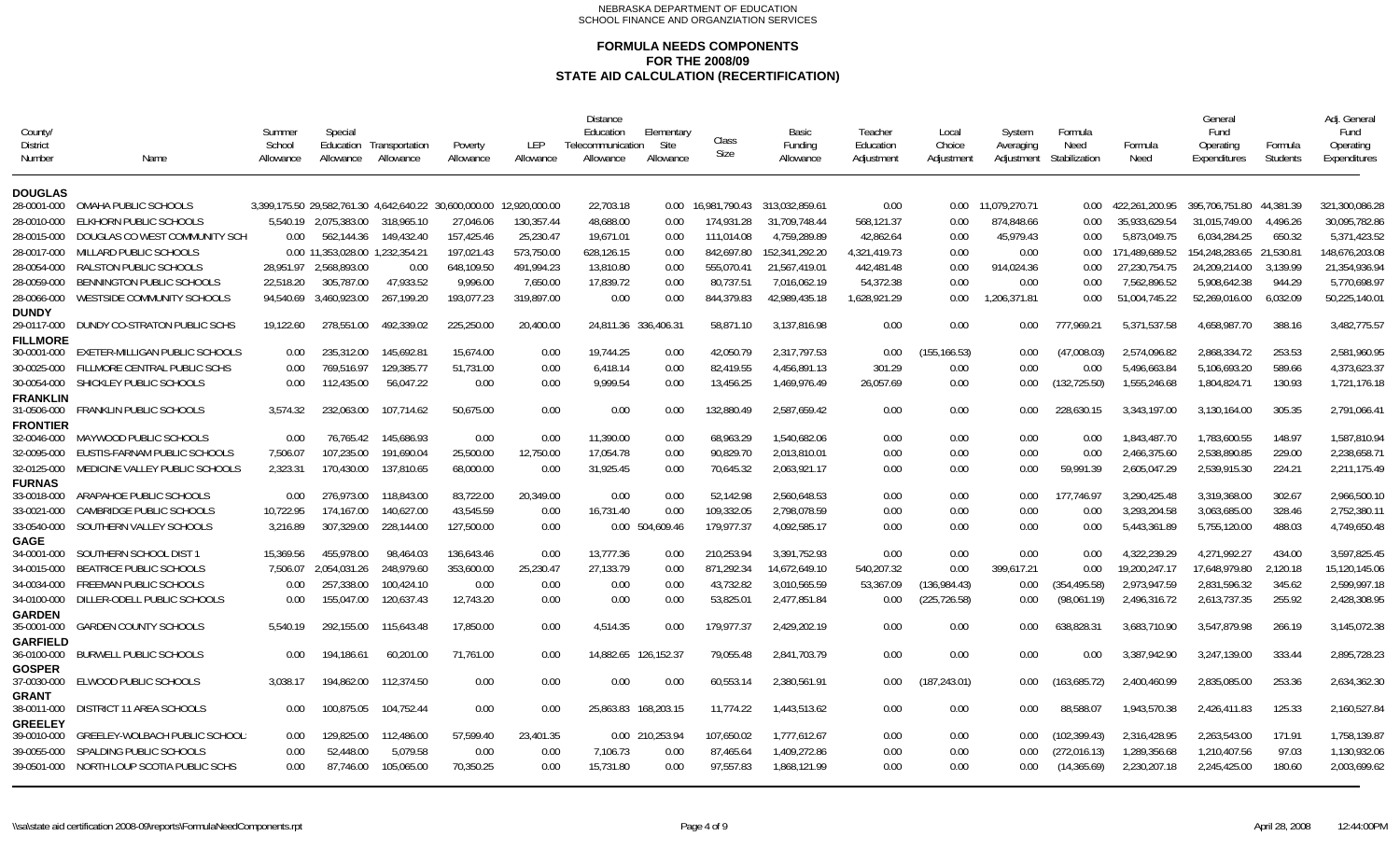NEBRASKA DEPARTMENT OF EDUCATION
SCHOOL FINANCE AND ORGANZIATION SERVICES

# FORMULA NEEDS COMPONENTS FOR THE 2008/09 STATE AID CALCULATION (RECERTIFICATION)

| County/ District Number | Name | Summer School Allowance | Special Education Allowance | Transportation Allowance | Poverty Allowance | LEP Allowance | Distance Education Telecommunication Allowance | Elementary Site Allowance | Class Size | Basic Funding Allowance | Teacher Education Adjustment | Local Choice Adjustment | System Averaging Adjustment | Formula Need Stabilization | Formula Need | General Fund Operating Expenditures | Formula Students | Adj. General Fund Operating Expenditures |
|---|---|---|---|---|---|---|---|---|---|---|---|---|---|---|---|---|---|---|
| **DOUGLAS** | | | | | | | | | | | | | | | | | | |
| 28-0001-000 | OMAHA PUBLIC SCHOOLS | 3,399,175.50 | 29,582,761.30 | 4,642,642.20 | 30,600,000.00 | 12,920,000.00 | 22,703.18 | 0.00 | 16,981,790.43 | 313,032,859.61 | 0.00 | 0.00 | 11,079,270.71 | 0.00 | 422,261,200.95 | 395,706,751.80 | 44,381.39 | 321,300,086.28 |
| 28-0010-000 | ELKHORN PUBLIC SCHOOLS | 5,540.19 | 2,075,383.00 | 318,965.10 | 27,046.06 | 130,357.44 | 48,688.00 | 0.00 | 174,931.28 | 31,709,748.44 | 568,121.37 | 0.00 | 874,848.66 | 0.00 | 35,933,629.54 | 31,015,749.00 | 4,496.26 | 30,095,782.86 |
| 28-0015-000 | DOUGLAS CO WEST COMMUNITY SCH | 0.00 | 562,144.36 | 149,432.40 | 157,425.46 | 25,230.47 | 19,671.01 | 0.00 | 111,014.08 | 4,759,289.89 | 42,862.64 | 0.00 | 45,979.43 | 0.00 | 5,873,049.75 | 6,034,284.25 | 650.32 | 5,371,423.52 |
| 28-0017-000 | MILLARD PUBLIC SCHOOLS | 0.00 | 11,353,028.00 | 1,232,354.21 | 197,021.43 | 573,750.00 | 628,126.15 | 0.00 | 842,697.80 | 152,341,292.20 | 4,321,419.73 | 0.00 | 0.00 | 0.00 | 171,489,689.52 | 154,248,283.65 | 21,530.81 | 148,676,203.08 |
| 28-0054-000 | RALSTON PUBLIC SCHOOLS | 28,951.97 | 2,568,893.00 | 0.00 | 648,109.50 | 491,994.23 | 13,810.80 | 0.00 | 555,070.41 | 21,567,419.01 | 442,481.48 | 0.00 | 914,024.36 | 0.00 | 27,230,754.75 | 24,209,214.00 | 3,139.99 | 21,354,936.94 |
| 28-0059-000 | BENNINGTON PUBLIC SCHOOLS | 22,518.20 | 305,787.00 | 47,933.52 | 9,996.00 | 7,650.00 | 17,839.72 | 0.00 | 80,737.51 | 7,016,062.19 | 54,372.38 | 0.00 | 0.00 | 0.00 | 7,562,896.52 | 5,908,642.38 | 944.29 | 5,770,698.97 |
| 28-0066-000 | WESTSIDE COMMUNITY SCHOOLS | 94,540.69 | 3,460,923.00 | 267,199.20 | 193,077.23 | 319,897.00 | 0.00 | 0.00 | 844,379.83 | 42,989,435.18 | 1,628,921.29 | 0.00 | 1,206,371.81 | 0.00 | 51,004,745.22 | 52,269,016.00 | 6,032.09 | 50,225,140.01 |
| **DUNDY** | | | | | | | | | | | | | | | | | | |
| 29-0117-000 | DUNDY CO-STRATON PUBLIC SCHS | 19,122.60 | 278,551.00 | 492,339.02 | 225,250.00 | 20,400.00 | 24,811.36 | 336,406.31 | 58,871.10 | 3,137,816.98 | 0.00 | 0.00 | 0.00 | 777,969.21 | 5,371,537.58 | 4,658,987.70 | 388.16 | 3,482,775.57 |
| **FILLMORE** | | | | | | | | | | | | | | | | | | |
| 30-0001-000 | EXETER-MILLIGAN PUBLIC SCHOOLS | 0.00 | 235,312.00 | 145,692.81 | 15,674.00 | 0.00 | 19,744.25 | 0.00 | 42,050.79 | 2,317,797.53 | 0.00 | (155,166.53) | 0.00 | (47,008.03) | 2,574,096.82 | 2,868,334.72 | 253.53 | 2,581,960.95 |
| 30-0025-000 | FILLMORE CENTRAL PUBLIC SCHS | 0.00 | 769,516.97 | 129,385.77 | 51,731.00 | 0.00 | 6,418.14 | 0.00 | 82,419.55 | 4,456,891.13 | 301.29 | 0.00 | 0.00 | 0.00 | 5,496,663.84 | 5,106,693.20 | 589.66 | 4,373,623.37 |
| 30-0054-000 | SHICKLEY PUBLIC SCHOOLS | 0.00 | 112,435.00 | 56,047.22 | 0.00 | 0.00 | 9,999.54 | 0.00 | 13,456.25 | 1,469,976.49 | 26,057.69 | 0.00 | 0.00 | (132,725.50) | 1,555,246.68 | 1,804,824.71 | 130.93 | 1,721,176.18 |
| **FRANKLIN** | | | | | | | | | | | | | | | | | | |
| 31-0506-000 | FRANKLIN PUBLIC SCHOOLS | 3,574.32 | 232,063.00 | 107,714.62 | 50,675.00 | 0.00 | 0.00 | 0.00 | 132,880.49 | 2,587,659.42 | 0.00 | 0.00 | 0.00 | 228,630.15 | 3,343,197.00 | 3,130,164.00 | 305.35 | 2,791,066.41 |
| **FRONTIER** | | | | | | | | | | | | | | | | | | |
| 32-0046-000 | MAYWOOD PUBLIC SCHOOLS | 0.00 | 76,765.42 | 145,686.93 | 0.00 | 0.00 | 11,390.00 | 0.00 | 68,963.29 | 1,540,682.06 | 0.00 | 0.00 | 0.00 | 0.00 | 1,843,487.70 | 1,783,600.55 | 148.97 | 1,587,810.94 |
| 32-0095-000 | EUSTIS-FARNAM PUBLIC SCHOOLS | 7,506.07 | 107,235.00 | 191,690.04 | 25,500.00 | 12,750.00 | 17,054.78 | 0.00 | 90,829.70 | 2,013,810.01 | 0.00 | 0.00 | 0.00 | 0.00 | 2,466,375.60 | 2,538,890.85 | 229.00 | 2,238,658.71 |
| 32-0125-000 | MEDICINE VALLEY PUBLIC SCHOOLS | 2,323.31 | 170,430.00 | 137,810.65 | 68,000.00 | 0.00 | 31,925.45 | 0.00 | 70,645.32 | 2,063,921.17 | 0.00 | 0.00 | 0.00 | 59,991.39 | 2,605,047.29 | 2,539,915.30 | 224.21 | 2,211,175.49 |
| **FURNAS** | | | | | | | | | | | | | | | | | | |
| 33-0018-000 | ARAPAHOE PUBLIC SCHOOLS | 0.00 | 276,973.00 | 118,843.00 | 83,722.00 | 20,349.00 | 0.00 | 0.00 | 52,142.98 | 2,560,648.53 | 0.00 | 0.00 | 0.00 | 177,746.97 | 3,290,425.48 | 3,319,368.00 | 302.67 | 2,966,500.10 |
| 33-0021-000 | CAMBRIDGE PUBLIC SCHOOLS | 10,722.95 | 174,167.00 | 140,627.00 | 43,545.59 | 0.00 | 16,731.40 | 0.00 | 109,332.05 | 2,798,078.59 | 0.00 | 0.00 | 0.00 | 0.00 | 3,293,204.58 | 3,063,685.00 | 328.46 | 2,752,380.11 |
| 33-0540-000 | SOUTHERN VALLEY SCHOOLS | 3,216.89 | 307,329.00 | 228,144.00 | 127,500.00 | 0.00 | 0.00 | 504,609.46 | 179,977.37 | 4,092,585.17 | 0.00 | 0.00 | 0.00 | 0.00 | 5,443,361.89 | 5,755,120.00 | 488.03 | 4,749,650.48 |
| **GAGE** | | | | | | | | | | | | | | | | | | |
| 34-0001-000 | SOUTHERN SCHOOL DIST 1 | 15,369.56 | 455,978.00 | 98,464.03 | 136,643.46 | 0.00 | 13,777.36 | 0.00 | 210,253.94 | 3,391,752.93 | 0.00 | 0.00 | 0.00 | 0.00 | 4,322,239.29 | 4,271,992.27 | 434.00 | 3,597,825.45 |
| 34-0015-000 | BEATRICE PUBLIC SCHOOLS | 7,506.07 | 2,054,031.26 | 248,979.60 | 353,600.00 | 25,230.47 | 27,133.79 | 0.00 | 871,292.34 | 14,672,649.10 | 540,207.32 | 0.00 | 399,617.21 | 0.00 | 19,200,247.17 | 17,648,979.80 | 2,120.18 | 15,120,145.06 |
| 34-0034-000 | FREEMAN PUBLIC SCHOOLS | 0.00 | 257,338.00 | 100,424.10 | 0.00 | 0.00 | 0.00 | 0.00 | 43,732.82 | 3,010,565.59 | 53,367.09 | (136,984.43) | 0.00 | (354,495.58) | 2,973,947.59 | 2,831,596.32 | 345.62 | 2,599,997.18 |
| 34-0100-000 | DILLER-ODELL PUBLIC SCHOOLS | 0.00 | 155,047.00 | 120,637.43 | 12,743.20 | 0.00 | 0.00 | 0.00 | 53,825.01 | 2,477,851.84 | 0.00 | (225,726.58) | 0.00 | (98,061.19) | 2,496,316.72 | 2,613,737.35 | 255.92 | 2,428,308.95 |
| **GARDEN** | | | | | | | | | | | | | | | | | | |
| 35-0001-000 | GARDEN COUNTY SCHOOLS | 5,540.19 | 292,155.00 | 115,643.48 | 17,850.00 | 0.00 | 4,514.35 | 0.00 | 179,977.37 | 2,429,202.19 | 0.00 | 0.00 | 0.00 | 638,828.31 | 3,683,710.90 | 3,547,879.98 | 266.19 | 3,145,072.38 |
| **GARFIELD** | | | | | | | | | | | | | | | | | | |
| 36-0100-000 | BURWELL PUBLIC SCHOOLS | 0.00 | 194,186.61 | 60,201.00 | 71,761.00 | 0.00 | 14,882.65 | 126,152.37 | 79,055.48 | 2,841,703.79 | 0.00 | 0.00 | 0.00 | 0.00 | 3,387,942.90 | 3,247,139.00 | 333.44 | 2,895,728.23 |
| **GOSPER** | | | | | | | | | | | | | | | | | | |
| 37-0030-000 | ELWOOD PUBLIC SCHOOLS | 3,038.17 | 194,862.00 | 112,374.50 | 0.00 | 0.00 | 0.00 | 0.00 | 60,553.14 | 2,380,561.91 | 0.00 | (187,243.01) | 0.00 | (163,685.72) | 2,400,460.99 | 2,835,085.00 | 253.36 | 2,634,362.30 |
| **GRANT** | | | | | | | | | | | | | | | | | | |
| 38-0011-000 | DISTRICT 11 AREA SCHOOLS | 0.00 | 100,875.05 | 104,752.44 | 0.00 | 0.00 | 25,863.83 | 168,203.15 | 11,774.22 | 1,443,513.62 | 0.00 | 0.00 | 0.00 | 88,588.07 | 1,943,570.38 | 2,426,411.83 | 125.33 | 2,160,527.84 |
| **GREELEY** | | | | | | | | | | | | | | | | | | |
| 39-0010-000 | GREELEY-WOLBACH PUBLIC SCHOOL | 0.00 | 129,825.00 | 112,486.00 | 57,599.40 | 23,401.35 | 0.00 | 210,253.94 | 107,650.02 | 1,777,612.67 | 0.00 | 0.00 | 0.00 | (102,399.43) | 2,316,428.95 | 2,263,543.00 | 171.91 | 1,758,139.87 |
| 39-0055-000 | SPALDING PUBLIC SCHOOLS | 0.00 | 52,448.00 | 5,079.58 | 0.00 | 0.00 | 7,106.73 | 0.00 | 87,465.64 | 1,409,272.86 | 0.00 | 0.00 | 0.00 | (272,016.13) | 1,289,356.68 | 1,210,407.56 | 97.03 | 1,130,932.06 |
| 39-0501-000 | NORTH LOUP SCOTIA PUBLIC SCHS | 0.00 | 87,746.00 | 105,065.00 | 70,350.25 | 0.00 | 15,731.80 | 0.00 | 97,557.83 | 1,868,121.99 | 0.00 | 0.00 | 0.00 | (14,365.69) | 2,230,207.18 | 2,245,425.00 | 180.60 | 2,003,699.62 |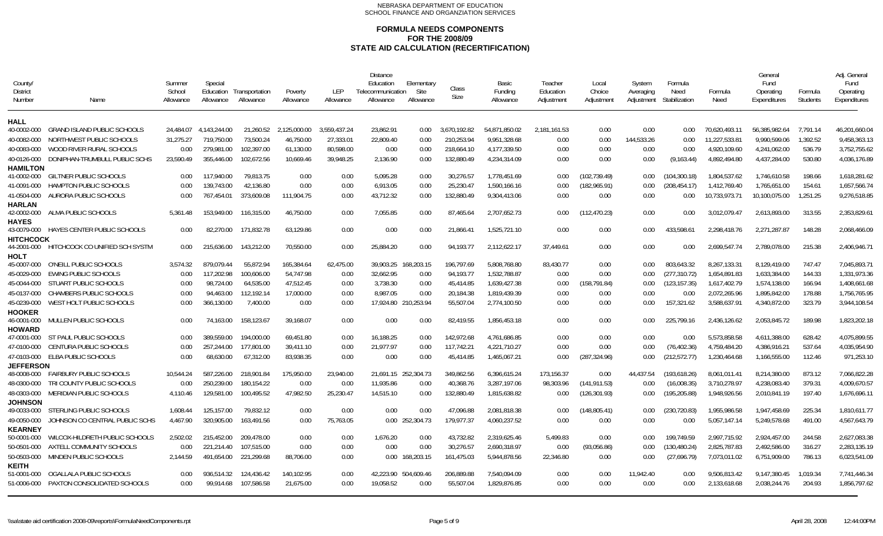NEBRASKA DEPARTMENT OF EDUCATION
SCHOOL FINANCE AND ORGANZIATION SERVICES

# FORMULA NEEDS COMPONENTS
## FOR THE 2008/09
## STATE AID CALCULATION (RECERTIFICATION)

| County/ District Number | Name | Summer School Allowance | Special Education Allowance | Transportation Allowance | Poverty Allowance | LEP Allowance | Distance Education Telecommunication Allowance | Elementary Site Allowance | Class Size | Basic Funding Allowance | Teacher Education Adjustment | Local Choice Adjustment | System Averaging Adjustment | Formula Need Stabilization | Formula Need | General Fund Operating Expenditures | Formula Students | Adj. General Fund Operating Expenditures |
|---|---|---|---|---|---|---|---|---|---|---|---|---|---|---|---|---|---|---|
| **HALL** | | | | | | | | | | | | | | | | | | |
| 40-0002-000 | GRAND ISLAND PUBLIC SCHOOLS | 24,484.07 | 4,143,244.00 | 21,260.52 | 2,125,000.00 | 3,559,437.24 | 23,862.91 | 0.00 | 3,670,192.82 | 54,871,850.02 | 2,181,161.53 | 0.00 | 0.00 | 0.00 | 70,620,493.11 | 56,385,982.64 | 7,791.14 | 46,201,660.04 |
| 40-0082-000 | NORTHWEST PUBLIC SCHOOLS | 31,275.27 | 719,750.00 | 73,500.24 | 46,750.00 | 27,333.01 | 22,809.40 | 0.00 | 210,253.94 | 9,951,328.68 | 0.00 | 0.00 | 144,533.26 | 0.00 | 11,227,533.81 | 9,990,599.06 | 1,392.52 | 9,458,363.13 |
| 40-0083-000 | WOOD RIVER RURAL SCHOOLS | 0.00 | 279,981.00 | 102,397.00 | 61,130.00 | 80,598.00 | 0.00 | 0.00 | 218,664.10 | 4,177,339.50 | 0.00 | 0.00 | 0.00 | 0.00 | 4,920,109.60 | 4,241,062.00 | 536.79 | 3,752,755.62 |
| 40-0126-000 | DONIPHAN-TRUMBULL PUBLIC SCHS | 23,590.49 | 355,446.00 | 102,672.56 | 10,669.46 | 39,948.25 | 2,136.90 | 0.00 | 132,880.49 | 4,234,314.09 | 0.00 | 0.00 | 0.00 | (9,163.44) | 4,892,494.80 | 4,437,284.00 | 530.80 | 4,036,176.89 |
| **HAMILTON** | | | | | | | | | | | | | | | | | | |
| 41-0002-000 | GILTNER PUBLIC SCHOOLS | 0.00 | 117,940.00 | 79,813.75 | 0.00 | 0.00 | 5,095.28 | 0.00 | 30,276.57 | 1,778,451.69 | 0.00 | (102,739.49) | 0.00 | (104,300.18) | 1,804,537.62 | 1,746,610.58 | 198.66 | 1,618,281.62 |
| 41-0091-000 | HAMPTON PUBLIC SCHOOLS | 0.00 | 139,743.00 | 42,136.80 | 0.00 | 0.00 | 6,913.05 | 0.00 | 25,230.47 | 1,590,166.16 | 0.00 | (182,965.91) | 0.00 | (208,454.17) | 1,412,769.40 | 1,765,651.00 | 154.61 | 1,657,566.74 |
| 41-0504-000 | AURORA PUBLIC SCHOOLS | 0.00 | 767,454.01 | 373,609.08 | 111,904.75 | 0.00 | 43,712.32 | 0.00 | 132,880.49 | 9,304,413.06 | 0.00 | 0.00 | 0.00 | 0.00 | 10,733,973.71 | 10,100,075.00 | 1,251.25 | 9,276,518.85 |
| **HARLAN** | | | | | | | | | | | | | | | | | | |
| 42-0002-000 | ALMA PUBLIC SCHOOLS | 5,361.48 | 153,949.00 | 116,315.00 | 46,750.00 | 0.00 | 7,055.85 | 0.00 | 87,465.64 | 2,707,652.73 | 0.00 | (112,470.23) | 0.00 | 0.00 | 3,012,079.47 | 2,613,893.00 | 313.55 | 2,353,829.61 |
| **HAYES** | | | | | | | | | | | | | | | | | | |
| 43-0079-000 | HAYES CENTER PUBLIC SCHOOLS | 0.00 | 82,270.00 | 171,832.78 | 63,129.86 | 0.00 | 0.00 | 0.00 | 21,866.41 | 1,525,721.10 | 0.00 | 0.00 | 0.00 | 433,598.61 | 2,298,418.76 | 2,271,287.87 | 148.28 | 2,068,466.09 |
| **HITCHCOCK** | | | | | | | | | | | | | | | | | | |
| 44-2001-000 | HITCHCOCK CO UNIFIED SCH SYSTM | 0.00 | 215,636.00 | 143,212.00 | 70,550.00 | 0.00 | 25,884.20 | 0.00 | 94,193.77 | 2,112,622.17 | 37,449.61 | 0.00 | 0.00 | 0.00 | 2,699,547.74 | 2,789,078.00 | 215.38 | 2,406,946.71 |
| **HOLT** | | | | | | | | | | | | | | | | | | |
| 45-0007-000 | O'NEILL PUBLIC SCHOOLS | 3,574.32 | 879,079.44 | 55,872.94 | 165,384.64 | 62,475.00 | 39,903.25 | 168,203.15 | 196,797.69 | 5,808,768.80 | 83,430.77 | 0.00 | 0.00 | 803,643.32 | 8,267,133.31 | 8,129,419.00 | 747.47 | 7,045,893.71 |
| 45-0029-000 | EWING PUBLIC SCHOOLS | 0.00 | 117,202.98 | 100,606.00 | 54,747.98 | 0.00 | 32,662.95 | 0.00 | 94,193.77 | 1,532,788.87 | 0.00 | 0.00 | 0.00 | (277,310.72) | 1,654,891.83 | 1,633,384.00 | 144.33 | 1,331,973.36 |
| 45-0044-000 | STUART PUBLIC SCHOOLS | 0.00 | 98,724.00 | 64,535.00 | 47,512.45 | 0.00 | 3,738.30 | 0.00 | 45,414.85 | 1,639,427.38 | 0.00 | (158,791.84) | 0.00 | (123,157.35) | 1,617,402.79 | 1,574,138.00 | 166.94 | 1,408,661.68 |
| 45-0137-000 | CHAMBERS PUBLIC SCHOOLS | 0.00 | 94,463.00 | 112,192.14 | 17,000.00 | 0.00 | 8,987.05 | 0.00 | 20,184.38 | 1,819,439.39 | 0.00 | 0.00 | 0.00 | 0.00 | 2,072,265.96 | 1,895,842.00 | 178.88 | 1,756,765.95 |
| 45-0239-000 | WEST HOLT PUBLIC SCHOOLS | 0.00 | 366,130.00 | 7,400.00 | 0.00 | 0.00 | 17,924.80 | 210,253.94 | 55,507.04 | 2,774,100.50 | 0.00 | 0.00 | 0.00 | 157,321.62 | 3,588,637.91 | 4,340,872.00 | 323.79 | 3,944,108.54 |
| **HOOKER** | | | | | | | | | | | | | | | | | | |
| 46-0001-000 | MULLEN PUBLIC SCHOOLS | 0.00 | 74,163.00 | 158,123.67 | 39,168.07 | 0.00 | 0.00 | 0.00 | 82,419.55 | 1,856,453.18 | 0.00 | 0.00 | 0.00 | 225,799.16 | 2,436,126.62 | 2,053,845.72 | 189.98 | 1,823,202.18 |
| **HOWARD** | | | | | | | | | | | | | | | | | | |
| 47-0001-000 | ST PAUL PUBLIC SCHOOLS | 0.00 | 389,559.00 | 194,000.00 | 69,451.80 | 0.00 | 16,188.25 | 0.00 | 142,972.68 | 4,761,686.85 | 0.00 | 0.00 | 0.00 | 0.00 | 5,573,858.58 | 4,611,388.00 | 628.42 | 4,075,899.55 |
| 47-0100-000 | CENTURA PUBLIC SCHOOLS | 0.00 | 257,244.00 | 177,801.00 | 39,411.10 | 0.00 | 21,977.97 | 0.00 | 117,742.21 | 4,221,710.27 | 0.00 | 0.00 | 0.00 | (76,402.36) | 4,759,484.20 | 4,386,916.21 | 537.64 | 4,035,954.90 |
| 47-0103-000 | ELBA PUBLIC SCHOOLS | 0.00 | 68,630.00 | 67,312.00 | 83,938.35 | 0.00 | 0.00 | 0.00 | 45,414.85 | 1,465,067.21 | 0.00 | (287,324.96) | 0.00 | (212,572.77) | 1,230,464.68 | 1,166,555.00 | 112.46 | 971,253.10 |
| **JEFFERSON** | | | | | | | | | | | | | | | | | | |
| 48-0008-000 | FAIRBURY PUBLIC SCHOOLS | 10,544.24 | 587,226.00 | 218,901.84 | 175,950.00 | 23,940.00 | 21,691.15 | 252,304.73 | 349,862.56 | 6,396,615.24 | 173,156.37 | 0.00 | 44,437.54 | (193,618.26) | 8,061,011.41 | 8,214,380.00 | 873.12 | 7,066,822.28 |
| 48-0300-000 | TRI COUNTY PUBLIC SCHOOLS | 0.00 | 250,239.00 | 180,154.22 | 0.00 | 0.00 | 11,935.86 | 0.00 | 40,368.76 | 3,287,197.06 | 98,303.96 | (141,911.53) | 0.00 | (16,008.35) | 3,710,278.97 | 4,238,083.40 | 379.31 | 4,009,670.57 |
| 48-0303-000 | MERIDIAN PUBLIC SCHOOLS | 4,110.46 | 129,581.00 | 100,495.52 | 47,982.50 | 25,230.47 | 14,515.10 | 0.00 | 132,880.49 | 1,815,638.82 | 0.00 | (126,301.93) | 0.00 | (195,205.88) | 1,948,926.56 | 2,010,841.19 | 197.40 | 1,676,696.11 |
| **JOHNSON** | | | | | | | | | | | | | | | | | | |
| 49-0033-000 | STERLING PUBLIC SCHOOLS | 1,608.44 | 125,157.00 | 79,832.12 | 0.00 | 0.00 | 0.00 | 0.00 | 47,096.88 | 2,081,818.38 | 0.00 | (148,805.41) | 0.00 | (230,720.83) | 1,955,986.58 | 1,947,458.69 | 225.34 | 1,810,611.77 |
| 49-0050-000 | JOHNSON CO CENTRAL PUBLIC SCHS | 4,467.90 | 320,905.00 | 163,491.56 | 0.00 | 75,763.05 | 0.00 | 252,304.73 | 179,977.37 | 4,060,237.52 | 0.00 | 0.00 | 0.00 | 0.00 | 5,057,147.14 | 5,249,578.68 | 491.00 | 4,567,643.79 |
| **KEARNEY** | | | | | | | | | | | | | | | | | | |
| 50-0001-000 | WILCOX-HILDRETH PUBLIC SCHOOLS | 2,502.02 | 215,452.00 | 209,478.00 | 0.00 | 0.00 | 1,676.20 | 0.00 | 43,732.82 | 2,319,625.46 | 5,499.83 | 0.00 | 0.00 | 199,749.59 | 2,997,715.92 | 2,924,457.00 | 244.58 | 2,627,083.38 |
| 50-0501-000 | AXTELL COMMUNITY SCHOOLS | 0.00 | 221,214.40 | 107,515.00 | 0.00 | 0.00 | 0.00 | 0.00 | 30,276.57 | 2,690,318.97 | 0.00 | (93,056.86) | 0.00 | (130,480.24) | 2,825,787.83 | 2,492,586.00 | 316.27 | 2,283,135.19 |
| 50-0503-000 | MINDEN PUBLIC SCHOOLS | 2,144.59 | 491,654.00 | 221,299.68 | 88,706.00 | 0.00 | 0.00 | 168,203.15 | 161,475.03 | 5,944,878.56 | 22,346.80 | 0.00 | 0.00 | (27,696.79) | 7,073,011.02 | 6,751,909.00 | 786.13 | 6,023,541.09 |
| **KEITH** | | | | | | | | | | | | | | | | | | |
| 51-0001-000 | OGALLALA PUBLIC SCHOOLS | 0.00 | 936,514.32 | 124,436.42 | 140,102.95 | 0.00 | 42,223.90 | 504,609.46 | 206,889.88 | 7,540,094.09 | 0.00 | 0.00 | 11,942.40 | 0.00 | 9,506,813.42 | 9,147,380.45 | 1,019.34 | 7,741,446.34 |
| 51-0006-000 | PAXTON CONSOLIDATED SCHOOLS | 0.00 | 99,914.68 | 107,586.58 | 21,675.00 | 0.00 | 19,058.52 | 0.00 | 55,507.04 | 1,829,876.85 | 0.00 | 0.00 | 0.00 | 0.00 | 2,133,618.68 | 2,038,244.76 | 204.93 | 1,856,797.62 |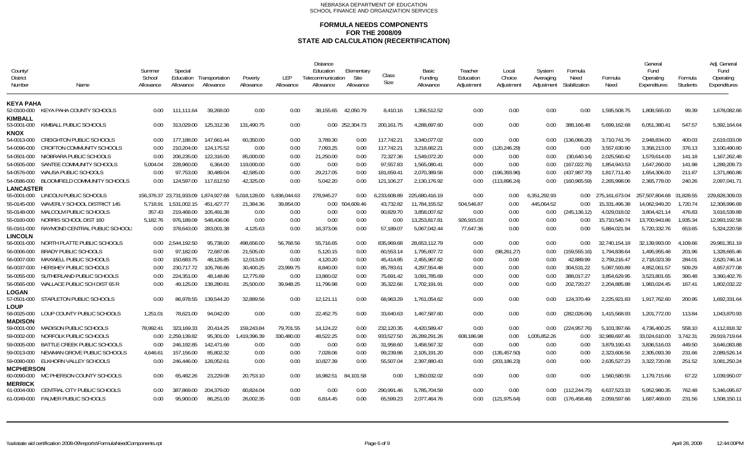NEBRASKA DEPARTMENT OF EDUCATION
SCHOOL FINANCE AND ORGANZIATION SERVICES

# FORMULA NEEDS COMPONENTS
## FOR THE 2008/09
## STATE AID CALCULATION (RECERTIFICATION)

| County/ District Number | Name | Summer School Allowance | Special Education Allowance | Transportation Allowance | Poverty Allowance | LEP Allowance | Distance Education Telecommunication Allowance | Elementary Site Allowance | Class Size | Basic Funding Allowance | Teacher Education Adjustment | Local Choice Adjustment | System Averaging Adjustment | Formula Need Stabilization | Formula Need | General Fund Operating Expenditures | Formula Students | Adj. General Fund Operating Expenditures |
|---|---|---|---|---|---|---|---|---|---|---|---|---|---|---|---|---|---|---|
| **KEYA PAHA** | | | | | | | | | | | | | | | | | | |
| 52-0100-000 | KEYA PAHA COUNTY SCHOOLS | 0.00 | 111,111.64 | 39,268.00 | 0.00 | 0.00 | 38,155.65 | 42,050.79 | 8,410.16 | 1,356,512.52 | 0.00 | 0.00 | 0.00 | 0.00 | 1,595,508.75 | 1,808,565.00 | 99.39 | 1,678,082.66 |
| **KIMBALL** | | | | | | | | | | | | | | | | | | |
| 53-0001-000 | KIMBALL PUBLIC SCHOOLS | 0.00 | 313,029.00 | 125,312.36 | 131,490.75 | 0.00 | 0.00 | 252,304.73 | 200,161.75 | 4,288,697.60 | 0.00 | 0.00 | 0.00 | 388,166.48 | 5,699,162.68 | 6,051,380.41 | 547.57 | 5,392,164.64 |
| **KNOX** | | | | | | | | | | | | | | | | | | |
| 54-0013-000 | CREIGHTON PUBLIC SCHOOLS | 0.00 | 177,188.00 | 147,661.44 | 60,350.00 | 0.00 | 3,789.30 | 0.00 | 117,742.21 | 3,340,077.02 | 0.00 | 0.00 | 0.00 | (136,066.20) | 3,710,741.76 | 2,948,834.00 | 400.03 | 2,619,033.09 |
| 54-0096-000 | CROFTON COMMUNITY SCHOOLS | 0.00 | 210,204.00 | 124,175.52 | 0.00 | 0.00 | 7,093.25 | 0.00 | 117,742.21 | 3,218,662.21 | 0.00 | (120,246.29) | 0.00 | 0.00 | 3,557,630.90 | 3,358,213.00 | 376.13 | 3,100,490.80 |
| 54-0501-000 | NIOBRARA PUBLIC SCHOOLS | 0.00 | 206,235.00 | 122,316.00 | 85,000.00 | 0.00 | 21,250.00 | 0.00 | 72,327.36 | 1,549,072.20 | 0.00 | 0.00 | 0.00 | (30,640.14) | 2,025,560.42 | 1,579,614.00 | 141.18 | 1,167,262.48 |
| 54-0505-000 | SANTEE COMMUNITY SCHOOLS | 5,004.04 | 228,960.00 | 6,364.00 | 119,000.00 | 0.00 | 0.00 | 0.00 | 97,557.83 | 1,565,080.41 | 0.00 | 0.00 | 0.00 | (167,022.76) | 1,854,943.53 | 1,647,260.00 | 141.98 | 1,289,209.73 |
| 54-0576-000 | WAUSA PUBLIC SCHOOLS | 0.00 | 97,753.00 | 30,489.04 | 42,585.00 | 0.00 | 29,217.05 | 0.00 | 181,659.41 | 2,070,389.56 | 0.00 | (196,393.96) | 0.00 | (437,987.70) | 1,817,711.40 | 1,654,306.00 | 211.87 | 1,371,860.86 |
| 54-0586-000 | BLOOMFIELD COMMUNITY SCHOOLS | 0.00 | 124,597.00 | 117,612.50 | 42,325.00 | 0.00 | 5,042.20 | 0.00 | 121,106.27 | 2,130,176.92 | 0.00 | (113,896.24) | 0.00 | (160,965.59) | 2,265,998.06 | 2,365,778.00 | 240.26 | 2,097,041.71 |
| **LANCASTER** | | | | | | | | | | | | | | | | | | |
| 55-0001-000 | LINCOLN PUBLIC SCHOOLS | 156,376.37 | 23,731,933.09 | 1,874,927.68 | 5,018,128.00 | 5,836,044.63 | 278,945.27 | 0.00 | 6,233,608.89 | 225,680,416.19 | 0.00 | 0.00 | 6,351,292.93 | 0.00 | 275,161,673.04 | 257,507,804.68 | 31,828.55 | 229,828,309.03 |
| 55-0145-000 | WAVERLY SCHOOL DISTRICT 145 | 5,718.91 | 1,531,002.15 | 451,427.77 | 21,384.36 | 39,854.00 | 0.00 | 504,609.46 | 43,732.82 | 11,784,155.52 | 504,546.87 | 0.00 | 445,064.52 | 0.00 | 15,331,496.38 | 14,062,949.20 | 1,720.74 | 12,308,996.68 |
| 55-0148-000 | MALCOLM PUBLIC SCHOOLS | 357.43 | 219,468.00 | 105,491.38 | 0.00 | 0.00 | 0.00 | 0.00 | 90,829.70 | 3,858,007.62 | 0.00 | 0.00 | 0.00 | (245,136.12) | 4,029,018.02 | 3,804,421.14 | 476.83 | 3,616,539.89 |
| 55-0160-000 | NORRIS SCHOOL DIST 160 | 5,182.76 | 976,189.09 | 548,436.06 | 0.00 | 0.00 | 0.00 | 0.00 | 0.00 | 13,253,817.81 | 926,915.03 | 0.00 | 0.00 | 0.00 | 15,710,540.74 | 13,700,943.86 | 1,935.34 | 12,993,192.58 |
| 55-0161-000 | RAYMOND CENTRAL PUBLIC SCHOOLS | 0.00 | 378,643.00 | 283,001.38 | 4,125.63 | 0.00 | 16,373.06 | 0.00 | 57,189.07 | 5,067,042.44 | 77,647.36 | 0.00 | 0.00 | 0.00 | 5,884,021.94 | 5,720,332.76 | 653.65 | 5,324,220.58 |
| **LINCOLN** | | | | | | | | | | | | | | | | | | |
| 56-0001-000 | NORTH PLATTE PUBLIC SCHOOLS | 0.00 | 2,544,192.50 | 95,738.00 | 498,656.00 | 56,768.56 | 55,716.65 | 0.00 | 835,969.68 | 28,653,112.79 | 0.00 | 0.00 | 0.00 | 0.00 | 32,740,154.18 | 32,139,993.00 | 4,109.66 | 29,981,351.19 |
| 56-0006-000 | BRADY PUBLIC SCHOOLS | 0.00 | 97,182.00 | 72,687.06 | 21,505.00 | 0.00 | 5,120.15 | 0.00 | 60,553.14 | 1,795,607.72 | 0.00 | (98,261.27) | 0.00 | (159,555.16) | 1,794,838.64 | 1,495,955.48 | 201.96 | 1,328,665.46 |
| 56-0007-000 | MAXWELL PUBLIC SCHOOLS | 0.00 | 150,683.75 | 48,126.85 | 12,013.00 | 0.00 | 4,120.20 | 0.00 | 45,414.85 | 2,455,967.82 | 0.00 | 0.00 | 0.00 | 42,889.99 | 2,759,216.47 | 2,718,023.39 | 284.01 | 2,620,746.14 |
| 56-0037-000 | HERSHEY PUBLIC SCHOOLS | 0.00 | 230,717.72 | 105,766.86 | 30,400.25 | 23,999.75 | 8,840.00 | 0.00 | 85,783.61 | 4,297,554.48 | 0.00 | 0.00 | 0.00 | 304,531.22 | 5,087,593.89 | 4,852,061.57 | 509.29 | 4,657,677.08 |
| 56-0055-000 | SUTHERLAND PUBLIC SCHOOLS | 0.00 | 224,351.00 | 48,148.86 | 12,775.69 | 0.00 | 13,860.02 | 0.00 | 75,691.42 | 3,091,785.69 | 0.00 | 0.00 | 0.00 | 388,017.27 | 3,854,629.95 | 3,523,801.65 | 390.48 | 3,360,402.76 |
| 56-0565-000 | WALLACE PUBLIC SCH DIST 65 R | 0.00 | 49,125.00 | 138,280.81 | 25,500.00 | 39,948.25 | 11,796.98 | 0.00 | 35,322.66 | 1,702,191.91 | 0.00 | 0.00 | 0.00 | 202,720.27 | 2,204,885.88 | 1,983,024.45 | 167.41 | 1,802,032.22 |
| **LOGAN** | | | | | | | | | | | | | | | | | | |
| 57-0501-000 | STAPLETON PUBLIC SCHOOLS | 0.00 | 86,978.55 | 139,544.20 | 32,889.56 | 0.00 | 12,121.11 | 0.00 | 68,963.29 | 1,761,054.62 | 0.00 | 0.00 | 0.00 | 124,370.49 | 2,225,921.83 | 1,917,762.60 | 200.95 | 1,692,331.64 |
| **LOUP** | | | | | | | | | | | | | | | | | | |
| 58-0025-000 | LOUP COUNTY PUBLIC SCHOOLS | 1,251.01 | 78,621.00 | 94,042.00 | 0.00 | 0.00 | 22,452.75 | 0.00 | 33,640.63 | 1,467,587.60 | 0.00 | 0.00 | 0.00 | (282,026.06) | 1,415,568.93 | 1,201,772.00 | 113.84 | 1,043,870.93 |
| **MADISON** | | | | | | | | | | | | | | | | | | |
| 59-0001-000 | MADISON PUBLIC SCHOOLS | 78,992.41 | 323,169.33 | 20,414.25 | 159,243.84 | 79,701.55 | 14,124.22 | 0.00 | 232,120.35 | 4,420,589.47 | 0.00 | 0.00 | 0.00 | (224,957.76) | 5,103,397.66 | 4,736,400.25 | 558.10 | 4,112,818.32 |
| 59-0002-000 | NORFOLK PUBLIC SCHOOLS | 0.00 | 2,259,139.82 | 95,301.00 | 1,419,396.39 | 330,480.00 | 48,522.25 | 0.00 | 933,527.50 | 26,289,291.26 | 608,186.98 | 0.00 | 1,005,852.26 | 0.00 | 32,989,697.46 | 33,024,610.00 | 3,742.31 | 29,919,719.64 |
| 59-0005-000 | BATTLE CREEK PUBLIC SCHOOLS | 0.00 | 246,192.85 | 142,471.66 | 0.00 | 0.00 | 0.00 | 0.00 | 31,958.60 | 3,458,567.32 | 0.00 | 0.00 | 0.00 | 0.00 | 3,879,190.43 | 3,836,516.03 | 449.50 | 3,646,083.88 |
| 59-0013-000 | NEWMAN GROVE PUBLIC SCHOOLS | 4,646.61 | 157,156.00 | 85,802.32 | 0.00 | 0.00 | 7,028.06 | 0.00 | 99,239.86 | 2,105,191.20 | 0.00 | (135,457.50) | 0.00 | 0.00 | 2,323,606.56 | 2,305,093.39 | 231.66 | 2,089,526.14 |
| 59-0080-000 | ELKHORN VALLEY SCHOOLS | 0.00 | 246,446.00 | 128,052.61 | 0.00 | 0.00 | 10,827.39 | 0.00 | 55,507.04 | 2,397,880.43 | 0.00 | (203,186.23) | 0.00 | 0.00 | 2,635,527.23 | 3,322,720.08 | 251.52 | 3,081,250.24 |
| **MCPHERSON** | | | | | | | | | | | | | | | | | | |
| 60-0090-000 | MC PHERSON COUNTY SCHOOLS | 0.00 | 65,482.26 | 23,229.08 | 20,753.10 | 0.00 | 16,982.51 | 84,101.58 | 0.00 | 1,350,032.02 | 0.00 | 0.00 | 0.00 | 0.00 | 1,560,580.55 | 1,179,715.66 | 67.22 | 1,039,950.07 |
| **MERRICK** | | | | | | | | | | | | | | | | | | |
| 61-0004-000 | CENTRAL CITY PUBLIC SCHOOLS | 0.00 | 387,869.00 | 204,379.00 | 80,824.04 | 0.00 | 0.00 | 0.00 | 290,991.46 | 5,785,704.59 | 0.00 | 0.00 | 0.00 | (112,244.75) | 6,637,523.33 | 5,952,980.35 | 762.48 | 5,346,095.67 |
| 61-0049-000 | PALMER PUBLIC SCHOOLS | 0.00 | 95,900.00 | 86,251.00 | 26,002.35 | 0.00 | 6,814.45 | 0.00 | 65,599.23 | 2,077,464.76 | 0.00 | (121,975.64) | 0.00 | (176,458.49) | 2,059,597.66 | 1,687,469.00 | 231.56 | 1,508,150.11 |

\\sa\state aid certification 2008-09\reports\FormulaNeedComponents.rpt — April 28, 2008 12:44:00PM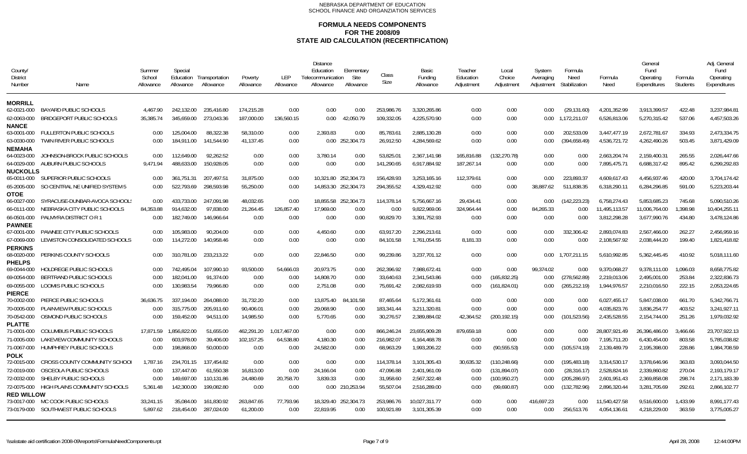NEBRASKA DEPARTMENT OF EDUCATION
SCHOOL FINANCE AND ORGANZIATION SERVICES

# FORMULA NEEDS COMPONENTS
## FOR THE 2008/09
## STATE AID CALCULATION (RECERTIFICATION)

| County/ District Number | Name | Summer School Allowance | Special Education Allowance | Transportation Allowance | Poverty Allowance | LEP Allowance | Distance Education Telecommunication Allowance | Elementary Site Allowance | Class Size | Basic Funding Allowance | Teacher Education Adjustment | Local Choice Adjustment | System Averaging Adjustment | Formula Need Stabilization | Formula Need | General Fund Operating Expenditures | Formula Students | Adj. General Fund Operating Expenditures |
|---|---|---|---|---|---|---|---|---|---|---|---|---|---|---|---|---|---|---|
| **MORRILL** | | | | | | | | | | | | | | | | | | |
| 62-0021-000 | BAYARD PUBLIC SCHOOLS | 4,467.90 | 242,132.00 | 235,416.80 | 174,215.28 | 0.00 | 0.00 | 0.00 | 253,986.76 | 3,320,265.86 | 0.00 | 0.00 | 0.00 | (29,131.60) | 4,201,352.99 | 3,913,399.57 | 422.48 | 3,237,984.81 |
| 62-0063-000 | BRIDGEPORT PUBLIC SCHOOLS | 35,385.74 | 345,659.00 | 273,043.36 | 187,000.00 | 136,560.15 | 0.00 | 42,050.79 | 109,332.05 | 4,225,570.90 | 0.00 | 0.00 | 0.00 | 1,172,211.07 | 6,526,813.06 | 5,270,315.42 | 537.06 | 4,457,503.26 |
| **NANCE** | | | | | | | | | | | | | | | | | | |
| 63-0001-000 | FULLERTON PUBLIC SCHOOLS | 0.00 | 125,004.00 | 88,322.38 | 58,310.00 | 0.00 | 2,393.83 | 0.00 | 85,783.61 | 2,885,130.28 | 0.00 | 0.00 | 0.00 | 202,533.09 | 3,447,477.19 | 2,672,781.67 | 334.93 | 2,473,334.75 |
| 63-0030-000 | TWIN RIVER PUBLIC SCHOOLS | 0.00 | 184,911.00 | 141,544.90 | 41,137.45 | 0.00 | 0.00 | 252,304.73 | 26,912.50 | 4,284,569.62 | 0.00 | 0.00 | 0.00 | (394,658.49) | 4,536,721.72 | 4,262,490.26 | 503.45 | 3,871,429.09 |
| **NEMAHA** | | | | | | | | | | | | | | | | | | |
| 64-0023-000 | JOHNSON-BROCK PUBLIC SCHOOLS | 0.00 | 112,649.00 | 92,262.52 | 0.00 | 0.00 | 3,780.14 | 0.00 | 53,825.01 | 2,367,141.98 | 165,816.88 | (132,270.78) | 0.00 | 0.00 | 2,663,204.74 | 2,159,400.31 | 265.55 | 2,026,447.66 |
| 64-0029-000 | AUBURN PUBLIC SCHOOLS | 9,471.94 | 488,633.00 | 150,928.05 | 0.00 | 0.00 | 0.00 | 0.00 | 141,290.65 | 6,917,884.92 | 187,267.14 | 0.00 | 0.00 | 0.00 | 7,895,475.71 | 6,688,317.42 | 895.42 | 6,299,292.83 |
| **NUCKOLLS** | | | | | | | | | | | | | | | | | | |
| 65-0011-000 | SUPERIOR PUBLIC SCHOOLS | 0.00 | 361,751.31 | 207,497.51 | 31,875.00 | 0.00 | 10,321.80 | 252,304.73 | 156,428.93 | 3,253,165.16 | 112,379.61 | 0.00 | 0.00 | 223,893.37 | 4,609,617.43 | 4,456,937.46 | 420.00 | 3,704,174.42 |
| 65-2005-000 | SO CENTRAL NE UNIFIED SYSTEM 5 | 0.00 | 522,793.69 | 298,593.98 | 55,250.00 | 0.00 | 14,853.30 | 252,304.73 | 294,355.52 | 4,329,412.92 | 0.00 | 0.00 | 38,887.62 | 511,838.35 | 6,318,290.11 | 6,284,296.85 | 591.00 | 5,223,203.44 |
| **OTOE** | | | | | | | | | | | | | | | | | | |
| 66-0027-000 | SYRACUSE-DUNBAR-AVOCA SCHOOLS | 0.00 | 433,733.00 | 247,091.98 | 48,032.65 | 0.00 | 18,855.58 | 252,304.73 | 114,378.14 | 5,756,667.16 | 29,434.41 | 0.00 | 0.00 | (142,223.23) | 6,758,274.43 | 5,853,685.23 | 745.68 | 5,090,510.26 |
| 66-0111-000 | NEBRASKA CITY PUBLIC SCHOOLS | 84,353.88 | 914,632.00 | 97,838.00 | 21,264.45 | 126,857.40 | 17,969.00 | 0.00 | 0.00 | 9,822,969.06 | 324,964.44 | 0.00 | 84,265.33 | 0.00 | 11,495,113.57 | 11,006,764.00 | 1,398.98 | 10,404,255.11 |
| 66-0501-000 | PALMYRA DISTRICT O R 1 | 0.00 | 182,749.00 | 146,966.64 | 0.00 | 0.00 | 0.00 | 0.00 | 90,829.70 | 3,391,752.93 | 0.00 | 0.00 | 0.00 | 0.00 | 3,812,298.28 | 3,677,990.76 | 434.80 | 3,478,124.86 |
| **PAWNEE** | | | | | | | | | | | | | | | | | | |
| 67-0001-000 | PAWNEE CITY PUBLIC SCHOOLS | 0.00 | 105,983.00 | 90,204.00 | 0.00 | 0.00 | 4,450.60 | 0.00 | 63,917.20 | 2,296,213.61 | 0.00 | 0.00 | 0.00 | 332,306.42 | 2,893,074.83 | 2,567,466.00 | 262.27 | 2,456,959.16 |
| 67-0069-000 | LEWISTON CONSOLIDATED SCHOOLS | 0.00 | 114,272.00 | 140,958.46 | 0.00 | 0.00 | 0.00 | 0.00 | 84,101.58 | 1,761,054.55 | 8,181.33 | 0.00 | 0.00 | 0.00 | 2,108,567.92 | 2,038,444.20 | 199.40 | 1,821,418.82 |
| **PERKINS** | | | | | | | | | | | | | | | | | | |
| 68-0020-000 | PERKINS COUNTY SCHOOLS | 0.00 | 310,781.00 | 233,213.22 | 0.00 | 0.00 | 22,846.50 | 0.00 | 99,239.86 | 3,237,701.12 | 0.00 | 0.00 | 0.00 | 1,707,211.15 | 5,610,992.85 | 5,362,445.45 | 410.92 | 5,018,111.60 |
| **PHELPS** | | | | | | | | | | | | | | | | | | |
| 69-0044-000 | HOLDREGE PUBLIC SCHOOLS | 0.00 | 742,495.04 | 107,990.10 | 93,500.00 | 54,666.03 | 20,973.75 | 0.00 | 262,396.92 | 7,988,672.41 | 0.00 | 0.00 | 99,374.02 | 0.00 | 9,370,068.27 | 9,378,111.00 | 1,096.03 | 8,658,775.82 |
| 69-0054-000 | BERTRAND PUBLIC SCHOOLS | 0.00 | 182,041.00 | 91,374.00 | 0.00 | 0.00 | 14,808.70 | 0.00 | 33,640.63 | 2,341,543.86 | 0.00 | (165,832.25) | 0.00 | (278,562.89) | 2,219,013.06 | 2,495,001.00 | 253.84 | 2,322,836.73 |
| 69-0055-000 | LOOMIS PUBLIC SCHOOLS | 0.00 | 130,983.54 | 79,966.80 | 0.00 | 0.00 | 2,751.08 | 0.00 | 75,691.42 | 2,082,619.93 | 0.00 | (161,824.01) | 0.00 | (265,212.19) | 1,944,976.57 | 2,210,016.50 | 222.15 | 2,053,224.65 |
| **PIERCE** | | | | | | | | | | | | | | | | | | |
| 70-0002-000 | PIERCE PUBLIC SCHOOLS | 36,636.75 | 337,194.00 | 264,088.00 | 31,732.20 | 0.00 | 13,875.40 | 84,101.58 | 87,465.64 | 5,172,361.61 | 0.00 | 0.00 | 0.00 | 0.00 | 6,027,455.17 | 5,847,038.00 | 661.70 | 5,342,766.71 |
| 70-0005-000 | PLAINVIEW PUBLIC SCHOOLS | 0.00 | 315,775.00 | 205,911.60 | 90,406.01 | 0.00 | 29,068.90 | 0.00 | 183,341.44 | 3,211,320.81 | 0.00 | 0.00 | 0.00 | 0.00 | 4,035,823.76 | 3,836,254.77 | 403.52 | 3,241,927.11 |
| 70-0542-000 | OSMOND PUBLIC SCHOOLS | 0.00 | 159,452.00 | 94,511.00 | 14,985.50 | 0.00 | 5,770.65 | 0.00 | 30,276.57 | 2,389,884.02 | 42,364.52 | (200,192.15) | 0.00 | (101,523.56) | 2,435,528.55 | 2,154,744.00 | 251.26 | 1,979,032.92 |
| **PLATTE** | | | | | | | | | | | | | | | | | | |
| 71-0001-000 | COLUMBUS PUBLIC SCHOOLS | 17,871.59 | 1,856,822.00 | 51,655.00 | 462,291.20 | 1,017,467.00 | 0.00 | 0.00 | 866,246.24 | 23,655,909.28 | 879,659.18 | 0.00 | 0.00 | 0.00 | 28,807,921.49 | 26,396,486.00 | 3,466.66 | 23,707,922.13 |
| 71-0005-000 | LAKEVIEW COMMUNITY SCHOOLS | 0.00 | 603,978.00 | 39,406.00 | 102,157.25 | 64,538.80 | 4,180.30 | 0.00 | 216,982.07 | 6,164,468.78 | 0.00 | 0.00 | 0.00 | 0.00 | 7,195,711.20 | 6,430,454.00 | 803.58 | 5,785,038.82 |
| 71-0067-000 | HUMPHREY PUBLIC SCHOOLS | 0.00 | 198,868.00 | 50,000.00 | 0.00 | 0.00 | 24,582.00 | 0.00 | 68,963.29 | 1,993,206.22 | 0.00 | (90,555.53) | 0.00 | (105,574.19) | 2,139,489.79 | 2,195,398.00 | 228.86 | 1,984,708.59 |
| **POLK** | | | | | | | | | | | | | | | | | | |
| 72-0015-000 | CROSS COUNTY COMMUNITY SCHOOL | 1,787.16 | 234,701.15 | 137,454.82 | 0.00 | 0.00 | 0.00 | 0.00 | 114,378.14 | 3,101,305.43 | 30,635.32 | (110,248.66) | 0.00 | (195,483.18) | 3,314,530.17 | 3,378,646.96 | 363.83 | 3,093,044.50 |
| 72-0019-000 | OSCEOLA PUBLIC SCHOOLS | 0.00 | 137,447.00 | 61,550.38 | 16,813.00 | 0.00 | 24,166.04 | 0.00 | 47,096.88 | 2,401,961.09 | 0.00 | (131,894.07) | 0.00 | (28,316.17) | 2,528,824.16 | 2,339,860.82 | 270.04 | 2,193,179.17 |
| 72-0032-000 | SHELBY PUBLIC SCHOOLS | 0.00 | 149,697.00 | 110,131.86 | 24,480.69 | 20,758.70 | 3,839.33 | 0.00 | 31,958.60 | 2,567,322.48 | 0.00 | (100,950.27) | 0.00 | (205,286.97) | 2,601,951.43 | 2,369,858.08 | 298.74 | 2,171,183.39 |
| 72-0075-000 | HIGH PLAINS COMMUNITY SCHOOLS | 5,361.48 | 142,300.00 | 199,082.80 | 0.00 | 0.00 | 0.00 | 210,253.94 | 55,507.04 | 2,516,289.00 | 0.00 | (99,690.87) | 0.00 | (132,782.96) | 2,896,320.44 | 3,281,705.69 | 292.61 | 2,866,102.77 |
| **RED WILLOW** | | | | | | | | | | | | | | | | | | |
| 73-0017-000 | MC COOK PUBLIC SCHOOLS | 33,241.15 | 35,084.00 | 161,830.92 | 263,847.65 | 77,793.96 | 18,329.40 | 252,304.73 | 253,986.76 | 10,027,311.77 | 0.00 | 0.00 | 416,697.23 | 0.00 | 11,540,427.58 | 9,516,600.00 | 1,433.99 | 8,991,177.43 |
| 73-0179-000 | SOUTHWEST PUBLIC SCHOOLS | 5,897.62 | 218,454.00 | 287,024.00 | 61,200.00 | 0.00 | 22,819.95 | 0.00 | 100,921.89 | 3,101,305.39 | 0.00 | 0.00 | 0.00 | 256,513.76 | 4,054,136.61 | 4,218,229.00 | 363.59 | 3,775,005.27 |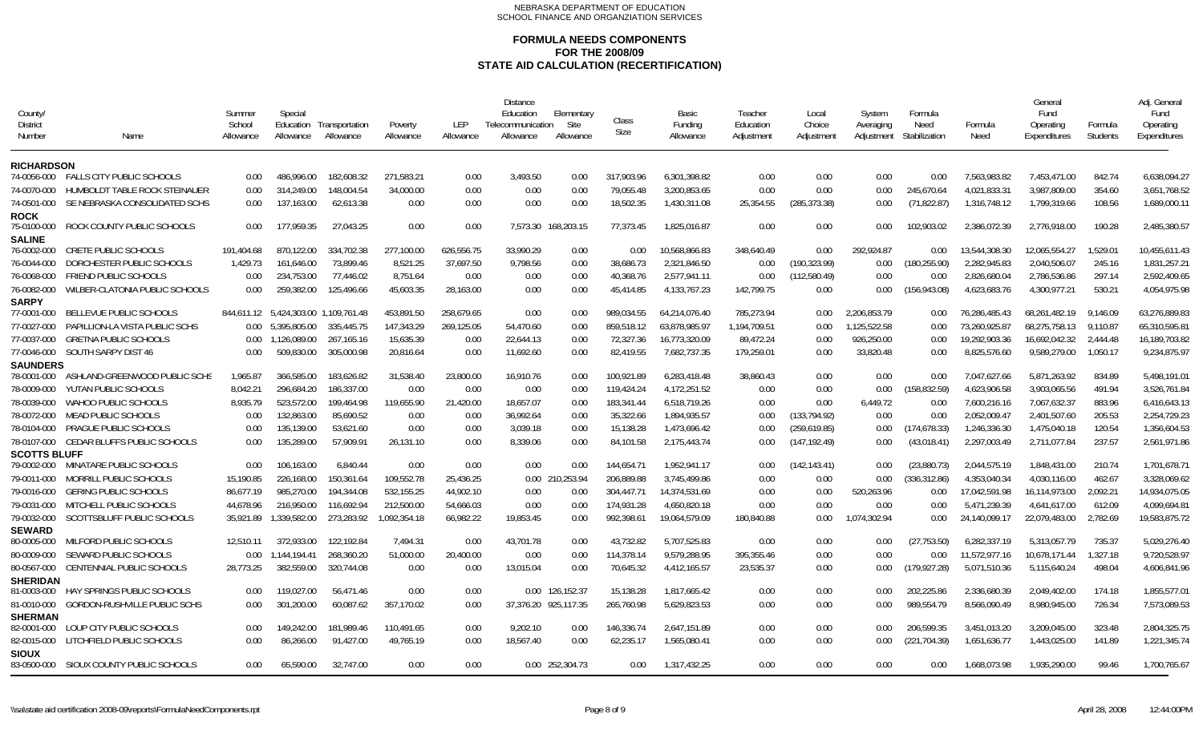NEBRASKA DEPARTMENT OF EDUCATION
SCHOOL FINANCE AND ORGANZIATION SERVICES

# FORMULA NEEDS COMPONENTS
## FOR THE 2008/09
## STATE AID CALCULATION (RECERTIFICATION)

| County/ District Number | Name | Summer School Allowance | Special Education Allowance | Transportation Allowance | Poverty Allowance | LEP Allowance | Distance Education Telecommunication Allowance | Elementary Site Allowance | Class Size | Basic Funding Allowance | Teacher Education Adjustment | Local Choice Adjustment | System Averaging Adjustment | Formula Need Stabilization | Formula Need | General Fund Operating Expenditures | Formula Students | Adj. General Fund Operating Expenditures |
|---|---|---|---|---|---|---|---|---|---|---|---|---|---|---|---|---|---|---|
| **RICHARDSON** | | | | | | | | | | | | | | | | | | |
| 74-0056-000 | FALLS CITY PUBLIC SCHOOLS | 0.00 | 486,996.00 | 182,608.32 | 271,583.21 | 0.00 | 3,493.50 | 0.00 | 317,903.96 | 6,301,398.82 | 0.00 | 0.00 | 0.00 | 0.00 | 7,563,983.82 | 7,453,471.00 | 842.74 | 6,638,094.27 |
| 74-0070-000 | HUMBOLDT TABLE ROCK STEINAUER | 0.00 | 314,249.00 | 148,004.54 | 34,000.00 | 0.00 | 0.00 | 0.00 | 79,055.48 | 3,200,853.65 | 0.00 | 0.00 | 0.00 | 245,670.64 | 4,021,833.31 | 3,987,809.00 | 354.60 | 3,651,768.52 |
| 74-0501-000 | SE NEBRASKA CONSOLIDATED SCHS | 0.00 | 137,163.00 | 62,613.38 | 0.00 | 0.00 | 0.00 | 0.00 | 18,502.35 | 1,430,311.08 | 25,354.55 | (285,373.38) | 0.00 | (71,822.87) | 1,316,748.12 | 1,799,319.66 | 108.56 | 1,689,000.11 |
| **ROCK** | | | | | | | | | | | | | | | | | | |
| 75-0100-000 | ROCK COUNTY PUBLIC SCHOOLS | 0.00 | 177,959.35 | 27,043.25 | 0.00 | 0.00 | 7,573.30 | 168,203.15 | 77,373.45 | 1,825,016.87 | 0.00 | 0.00 | 0.00 | 102,903.02 | 2,386,072.39 | 2,776,918.00 | 190.28 | 2,485,380.57 |
| **SALINE** | | | | | | | | | | | | | | | | | | |
| 76-0002-000 | CRETE PUBLIC SCHOOLS | 191,404.68 | 870,122.00 | 334,702.38 | 277,100.00 | 626,556.75 | 33,990.29 | 0.00 | 0.00 | 10,568,866.83 | 348,640.49 | 0.00 | 292,924.87 | 0.00 | 13,544,308.30 | 12,065,554.27 | 1,529.01 | 10,455,611.43 |
| 76-0044-000 | DORCHESTER PUBLIC SCHOOLS | 1,429.73 | 161,646.00 | 73,899.46 | 8,521.25 | 37,697.50 | 9,798.56 | 0.00 | 38,686.73 | 2,321,846.50 | 0.00 | (190,323.99) | 0.00 | (180,255.90) | 2,282,945.83 | 2,040,506.07 | 245.16 | 1,831,257.21 |
| 76-0068-000 | FRIEND PUBLIC SCHOOLS | 0.00 | 234,753.00 | 77,446.02 | 8,751.64 | 0.00 | 0.00 | 0.00 | 40,368.76 | 2,577,941.11 | 0.00 | (112,580.49) | 0.00 | 0.00 | 2,826,680.04 | 2,786,536.86 | 297.14 | 2,592,409.65 |
| 76-0082-000 | WILBER-CLATONIA PUBLIC SCHOOLS | 0.00 | 259,382.00 | 125,496.66 | 45,603.35 | 28,163.00 | 0.00 | 0.00 | 45,414.85 | 4,133,767.23 | 142,799.75 | 0.00 | 0.00 | (156,943.08) | 4,623,683.76 | 4,300,977.21 | 530.21 | 4,054,975.98 |
| **SARPY** | | | | | | | | | | | | | | | | | | |
| 77-0001-000 | BELLEVUE PUBLIC SCHOOLS | 844,611.12 | 5,424,303.00 | 1,109,761.48 | 453,891.50 | 258,679.65 | 0.00 | 0.00 | 989,034.55 | 64,214,076.40 | 785,273.94 | 0.00 | 2,206,853.79 | 0.00 | 76,286,485.43 | 68,261,482.19 | 9,146.09 | 63,276,889.83 |
| 77-0027-000 | PAPILLION-LA VISTA PUBLIC SCHS | 0.00 | 5,395,805.00 | 335,445.75 | 147,343.29 | 269,125.05 | 54,470.60 | 0.00 | 859,518.12 | 63,878,985.97 | 1,194,709.51 | 0.00 | 1,125,522.58 | 0.00 | 73,260,925.87 | 68,275,758.13 | 9,110.87 | 65,310,595.81 |
| 77-0037-000 | GRETNA PUBLIC SCHOOLS | 0.00 | 1,126,089.00 | 267,165.16 | 15,635.39 | 0.00 | 22,644.13 | 0.00 | 72,327.36 | 16,773,320.09 | 89,472.24 | 0.00 | 926,250.00 | 0.00 | 19,292,903.36 | 16,692,042.32 | 2,444.48 | 16,189,703.82 |
| 77-0046-000 | SOUTH SARPY DIST 46 | 0.00 | 509,830.00 | 305,000.98 | 20,816.64 | 0.00 | 11,692.60 | 0.00 | 82,419.55 | 7,682,737.35 | 179,259.01 | 0.00 | 33,820.48 | 0.00 | 8,825,576.60 | 9,589,279.00 | 1,050.17 | 9,234,875.97 |
| **SAUNDERS** | | | | | | | | | | | | | | | | | | |
| 78-0001-000 | ASHLAND-GREENWOOD PUBLIC SCHS | 1,965.87 | 366,585.00 | 183,626.82 | 31,538.40 | 23,800.00 | 16,910.76 | 0.00 | 100,921.89 | 6,283,418.48 | 38,860.43 | 0.00 | 0.00 | 0.00 | 7,047,627.66 | 5,871,263.92 | 834.89 | 5,498,191.01 |
| 78-0009-000 | YUTAN PUBLIC SCHOOLS | 8,042.21 | 296,684.20 | 186,337.00 | 0.00 | 0.00 | 0.00 | 0.00 | 119,424.24 | 4,172,251.52 | 0.00 | 0.00 | 0.00 | (158,832.59) | 4,623,906.58 | 3,903,065.56 | 491.94 | 3,526,761.84 |
| 78-0039-000 | WAHOO PUBLIC SCHOOLS | 8,935.79 | 523,572.00 | 199,464.98 | 119,655.90 | 21,420.00 | 18,657.07 | 0.00 | 183,341.44 | 6,518,719.26 | 0.00 | 0.00 | 6,449.72 | 0.00 | 7,600,216.16 | 7,067,632.37 | 883.96 | 6,416,643.13 |
| 78-0072-000 | MEAD PUBLIC SCHOOLS | 0.00 | 132,863.00 | 85,690.52 | 0.00 | 0.00 | 36,992.64 | 0.00 | 35,322.66 | 1,894,935.57 | 0.00 | (133,794.92) | 0.00 | 0.00 | 2,052,009.47 | 2,401,507.60 | 205.53 | 2,254,729.23 |
| 78-0104-000 | PRAGUE PUBLIC SCHOOLS | 0.00 | 135,139.00 | 53,621.60 | 0.00 | 0.00 | 3,039.18 | 0.00 | 15,138.28 | 1,473,696.42 | 0.00 | (259,619.85) | 0.00 | (174,678.33) | 1,246,336.30 | 1,475,040.18 | 120.54 | 1,356,604.53 |
| 78-0107-000 | CEDAR BLUFFS PUBLIC SCHOOLS | 0.00 | 135,289.00 | 57,909.91 | 26,131.10 | 0.00 | 8,339.06 | 0.00 | 84,101.58 | 2,175,443.74 | 0.00 | (147,192.49) | 0.00 | (43,018.41) | 2,297,003.49 | 2,711,077.84 | 237.57 | 2,561,971.86 |
| **SCOTTS BLUFF** | | | | | | | | | | | | | | | | | | |
| 79-0002-000 | MINATARE PUBLIC SCHOOLS | 0.00 | 106,163.00 | 6,840.44 | 0.00 | 0.00 | 0.00 | 0.00 | 144,654.71 | 1,952,941.17 | 0.00 | (142,143.41) | 0.00 | (23,880.73) | 2,044,575.19 | 1,848,431.00 | 210.74 | 1,701,678.71 |
| 79-0011-000 | MORRILL PUBLIC SCHOOLS | 15,190.85 | 226,168.00 | 150,361.64 | 109,552.78 | 25,436.25 | 0.00 | 210,253.94 | 206,889.88 | 3,745,499.86 | 0.00 | 0.00 | 0.00 | (336,312.86) | 4,353,040.34 | 4,030,116.00 | 462.67 | 3,328,069.62 |
| 79-0016-000 | GERING PUBLIC SCHOOLS | 86,677.19 | 985,270.00 | 194,344.08 | 532,155.25 | 44,902.10 | 0.00 | 0.00 | 304,447.71 | 14,374,531.69 | 0.00 | 0.00 | 520,263.96 | 0.00 | 17,042,591.98 | 16,114,973.00 | 2,092.21 | 14,934,075.05 |
| 79-0031-000 | MITCHELL PUBLIC SCHOOLS | 44,678.96 | 216,950.00 | 116,692.94 | 212,500.00 | 54,666.03 | 0.00 | 0.00 | 174,931.28 | 4,650,820.18 | 0.00 | 0.00 | 0.00 | 0.00 | 5,471,239.39 | 4,641,617.00 | 612.09 | 4,099,694.81 |
| 79-0032-000 | SCOTTSBLUFF PUBLIC SCHOOLS | 35,921.89 | 1,339,582.00 | 273,283.92 | 1,092,354.18 | 66,982.22 | 19,853.45 | 0.00 | 992,398.61 | 19,064,579.09 | 180,840.88 | 0.00 | 1,074,302.94 | 0.00 | 24,140,099.17 | 22,079,483.00 | 2,782.69 | 19,583,875.72 |
| **SEWARD** | | | | | | | | | | | | | | | | | | |
| 80-0005-000 | MILFORD PUBLIC SCHOOLS | 12,510.11 | 372,933.00 | 122,192.84 | 7,494.31 | 0.00 | 43,701.78 | 0.00 | 43,732.82 | 5,707,525.83 | 0.00 | 0.00 | 0.00 | (27,753.50) | 6,282,337.19 | 5,313,057.79 | 735.37 | 5,029,276.40 |
| 80-0009-000 | SEWARD PUBLIC SCHOOLS | 0.00 | 1,144,194.41 | 268,360.20 | 51,000.00 | 20,400.00 | 0.00 | 0.00 | 114,378.14 | 9,579,288.95 | 395,355.46 | 0.00 | 0.00 | 0.00 | 11,572,977.16 | 10,678,171.44 | 1,327.18 | 9,720,528.97 |
| 80-0567-000 | CENTENNIAL PUBLIC SCHOOLS | 28,773.25 | 382,559.00 | 320,744.08 | 0.00 | 0.00 | 13,015.04 | 0.00 | 70,645.32 | 4,412,165.57 | 23,535.37 | 0.00 | 0.00 | (179,927.28) | 5,071,510.36 | 5,115,640.24 | 498.04 | 4,606,841.96 |
| **SHERIDAN** | | | | | | | | | | | | | | | | | | |
| 81-0003-000 | HAY SPRINGS PUBLIC SCHOOLS | 0.00 | 119,027.00 | 56,471.46 | 0.00 | 0.00 | 0.00 | 126,152.37 | 15,138.28 | 1,817,665.42 | 0.00 | 0.00 | 0.00 | 202,225.86 | 2,336,680.39 | 2,049,402.00 | 174.18 | 1,855,577.01 |
| 81-0010-000 | GORDON-RUSHVILLE PUBLIC SCHS | 0.00 | 301,200.00 | 60,087.62 | 357,170.02 | 0.00 | 37,376.20 | 925,117.35 | 265,760.98 | 5,629,823.53 | 0.00 | 0.00 | 0.00 | 989,554.79 | 8,566,090.49 | 8,980,945.00 | 726.34 | 7,573,089.53 |
| **SHERMAN** | | | | | | | | | | | | | | | | | | |
| 82-0001-000 | LOUP CITY PUBLIC SCHOOLS | 0.00 | 149,242.00 | 181,989.46 | 110,491.65 | 0.00 | 9,202.10 | 0.00 | 146,336.74 | 2,647,151.89 | 0.00 | 0.00 | 0.00 | 206,599.35 | 3,451,013.20 | 3,209,045.00 | 323.48 | 2,804,325.75 |
| 82-0015-000 | LITCHFIELD PUBLIC SCHOOLS | 0.00 | 86,266.00 | 91,427.00 | 49,765.19 | 0.00 | 18,567.40 | 0.00 | 62,235.17 | 1,565,080.41 | 0.00 | 0.00 | 0.00 | (221,704.39) | 1,651,636.77 | 1,443,025.00 | 141.89 | 1,221,345.74 |
| **SIOUX** | | | | | | | | | | | | | | | | | | |
| 83-0500-000 | SIOUX COUNTY PUBLIC SCHOOLS | 0.00 | 65,590.00 | 32,747.00 | 0.00 | 0.00 | 0.00 | 252,304.73 | 0.00 | 1,317,432.25 | 0.00 | 0.00 | 0.00 | 0.00 | 1,668,073.98 | 1,935,290.00 | 99.46 | 1,700,765.67 |

\\sa\state aid certification 2008-09\reports\FormulaNeedComponents.rpt | April 28, 2008 | 12:44:00PM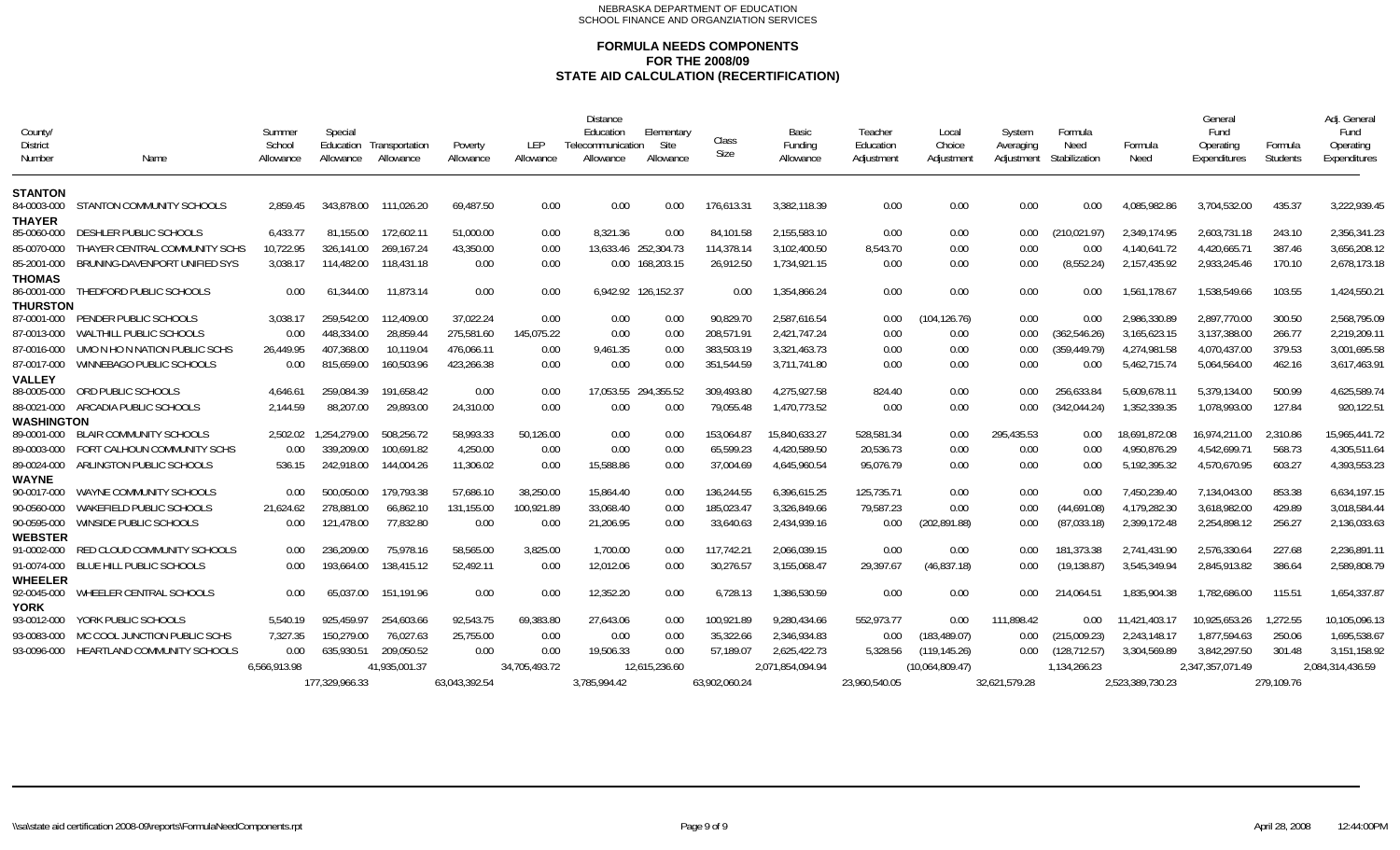NEBRASKA DEPARTMENT OF EDUCATION
SCHOOL FINANCE AND ORGANZIATION SERVICES

# FORMULA NEEDS COMPONENTS FOR THE 2008/09 STATE AID CALCULATION (RECERTIFICATION)

| County/ District Number | Name | Summer School Allowance | Special Education Allowance | Transportation Allowance | Poverty Allowance | LEP Allowance | Distance Education Telecommunication Allowance | Elementary Site Allowance | Class Size | Basic Funding Allowance | Teacher Education Adjustment | Local Choice Adjustment | System Averaging Adjustment | Formula Need Stabilization | Formula Need | General Fund Operating Expenditures | Formula Students | Adj. General Fund Operating Expenditures |
|---|---|---|---|---|---|---|---|---|---|---|---|---|---|---|---|---|---|---|
| **STANTON** | | | | | | | | | | | | | | | | | | |
| 84-0003-000 | STANTON COMMUNITY SCHOOLS | 2,859.45 | 343,878.00 | 111,026.20 | 69,487.50 | 0.00 | 0.00 | 0.00 | 176,613.31 | 3,382,118.39 | 0.00 | 0.00 | 0.00 | 0.00 | 4,085,982.86 | 3,704,532.00 | 435.37 | 3,222,939.45 |
| **THAYER** | | | | | | | | | | | | | | | | | | |
| 85-0060-000 | DESHLER PUBLIC SCHOOLS | 6,433.77 | 81,155.00 | 172,602.11 | 51,000.00 | 0.00 | 8,321.36 | 0.00 | 84,101.58 | 2,155,583.10 | 0.00 | 0.00 | 0.00 | (210,021.97) | 2,349,174.95 | 2,603,731.18 | 243.10 | 2,356,341.23 |
| 85-0070-000 | THAYER CENTRAL COMMUNITY SCHS | 10,722.95 | 326,141.00 | 269,167.24 | 43,350.00 | 0.00 | 13,633.46 | 252,304.73 | 114,378.14 | 3,102,400.50 | 8,543.70 | 0.00 | 0.00 | 0.00 | 4,140,641.72 | 4,420,665.71 | 387.46 | 3,656,208.12 |
| 85-2001-000 | BRUNING-DAVENPORT UNIFIED SYS | 3,038.17 | 114,482.00 | 118,431.18 | 0.00 | 0.00 | 0.00 | 168,203.15 | 26,912.50 | 1,734,921.15 | 0.00 | 0.00 | 0.00 | (8,552.24) | 2,157,435.92 | 2,933,245.46 | 170.10 | 2,678,173.18 |
| **THOMAS** | | | | | | | | | | | | | | | | | | |
| 86-0001-000 | THEDFORD PUBLIC SCHOOLS | 0.00 | 61,344.00 | 11,873.14 | 0.00 | 0.00 | 6,942.92 | 126,152.37 | 0.00 | 1,354,866.24 | 0.00 | 0.00 | 0.00 | 0.00 | 1,561,178.67 | 1,538,549.66 | 103.55 | 1,424,550.21 |
| **THURSTON** | | | | | | | | | | | | | | | | | | |
| 87-0001-000 | PENDER PUBLIC SCHOOLS | 3,038.17 | 259,542.00 | 112,409.00 | 37,022.24 | 0.00 | 0.00 | 0.00 | 90,829.70 | 2,587,616.54 | 0.00 | (104,126.76) | 0.00 | 0.00 | 2,986,330.89 | 2,897,770.00 | 300.50 | 2,568,795.09 |
| 87-0013-000 | WALTHILL PUBLIC SCHOOLS | 0.00 | 448,334.00 | 28,859.44 | 275,581.60 | 145,075.22 | 0.00 | 0.00 | 208,571.91 | 2,421,747.24 | 0.00 | 0.00 | 0.00 | (362,546.26) | 3,165,623.15 | 3,137,388.00 | 266.77 | 2,219,209.11 |
| 87-0016-000 | UMO N HO N NATION PUBLIC SCHS | 26,449.95 | 407,368.00 | 10,119.04 | 476,066.11 | 0.00 | 9,461.35 | 0.00 | 383,503.19 | 3,321,463.73 | 0.00 | 0.00 | 0.00 | (359,449.79) | 4,274,981.58 | 4,070,437.00 | 379.53 | 3,001,695.58 |
| 87-0017-000 | WINNEBAGO PUBLIC SCHOOLS | 0.00 | 815,659.00 | 160,503.96 | 423,266.38 | 0.00 | 0.00 | 0.00 | 351,544.59 | 3,711,741.80 | 0.00 | 0.00 | 0.00 | 0.00 | 5,462,715.74 | 5,064,564.00 | 462.16 | 3,617,463.91 |
| **VALLEY** | | | | | | | | | | | | | | | | | | |
| 88-0005-000 | ORD PUBLIC SCHOOLS | 4,646.61 | 259,084.39 | 191,658.42 | 0.00 | 0.00 | 17,053.55 | 294,355.52 | 309,493.80 | 4,275,927.58 | 824.40 | 0.00 | 0.00 | 256,633.84 | 5,609,678.11 | 5,379,134.00 | 500.99 | 4,625,589.74 |
| 88-0021-000 | ARCADIA PUBLIC SCHOOLS | 2,144.59 | 88,207.00 | 29,893.00 | 24,310.00 | 0.00 | 0.00 | 0.00 | 79,055.48 | 1,470,773.52 | 0.00 | 0.00 | 0.00 | (342,044.24) | 1,352,339.35 | 1,078,993.00 | 127.84 | 920,122.51 |
| **WASHINGTON** | | | | | | | | | | | | | | | | | | |
| 89-0001-000 | BLAIR COMMUNITY SCHOOLS | 2,502.02 | 1,254,279.00 | 508,256.72 | 58,993.33 | 50,126.00 | 0.00 | 0.00 | 153,064.87 | 15,840,633.27 | 528,581.34 | 0.00 | 295,435.53 | 0.00 | 18,691,872.08 | 16,974,211.00 | 2,310.86 | 15,965,441.72 |
| 89-0003-000 | FORT CALHOUN COMMUNITY SCHS | 0.00 | 339,209.00 | 100,691.82 | 4,250.00 | 0.00 | 0.00 | 0.00 | 65,599.23 | 4,420,589.50 | 20,536.73 | 0.00 | 0.00 | 0.00 | 4,950,876.29 | 4,542,699.71 | 568.73 | 4,305,511.64 |
| 89-0024-000 | ARLINGTON PUBLIC SCHOOLS | 536.15 | 242,918.00 | 144,004.26 | 11,306.02 | 0.00 | 15,588.86 | 0.00 | 37,004.69 | 4,645,960.54 | 95,076.79 | 0.00 | 0.00 | 0.00 | 5,192,395.32 | 4,570,670.95 | 603.27 | 4,393,553.23 |
| **WAYNE** | | | | | | | | | | | | | | | | | | |
| 90-0017-000 | WAYNE COMMUNITY SCHOOLS | 0.00 | 500,050.00 | 179,793.38 | 57,686.10 | 38,250.00 | 15,864.40 | 0.00 | 136,244.55 | 6,396,615.25 | 125,735.71 | 0.00 | 0.00 | 0.00 | 7,450,239.40 | 7,134,043.00 | 853.38 | 6,634,197.15 |
| 90-0560-000 | WAKEFIELD PUBLIC SCHOOLS | 21,624.62 | 278,881.00 | 66,862.10 | 131,155.00 | 100,921.89 | 33,068.40 | 0.00 | 185,023.47 | 3,326,849.66 | 79,587.23 | 0.00 | 0.00 | (44,691.08) | 4,179,282.30 | 3,618,982.00 | 429.89 | 3,018,584.44 |
| 90-0595-000 | WINSIDE PUBLIC SCHOOLS | 0.00 | 121,478.00 | 77,832.80 | 0.00 | 0.00 | 21,206.95 | 0.00 | 33,640.63 | 2,434,939.16 | 0.00 | (202,891.88) | 0.00 | (87,033.18) | 2,399,172.48 | 2,254,898.12 | 256.27 | 2,136,033.63 |
| **WEBSTER** | | | | | | | | | | | | | | | | | | |
| 91-0002-000 | RED CLOUD COMMUNITY SCHOOLS | 0.00 | 236,209.00 | 75,978.16 | 58,565.00 | 3,825.00 | 1,700.00 | 0.00 | 117,742.21 | 2,066,039.15 | 0.00 | 0.00 | 0.00 | 181,373.38 | 2,741,431.90 | 2,576,330.64 | 227.68 | 2,236,891.11 |
| 91-0074-000 | BLUE HILL PUBLIC SCHOOLS | 0.00 | 193,664.00 | 138,415.12 | 52,492.11 | 0.00 | 12,012.06 | 0.00 | 30,276.57 | 3,155,068.47 | 29,397.67 | (46,837.18) | 0.00 | (19,138.87) | 3,545,349.94 | 2,845,913.82 | 386.64 | 2,589,808.79 |
| **WHEELER** | | | | | | | | | | | | | | | | | | |
| 92-0045-000 | WHEELER CENTRAL SCHOOLS | 0.00 | 65,037.00 | 151,191.96 | 0.00 | 0.00 | 12,352.20 | 0.00 | 6,728.13 | 1,386,530.59 | 0.00 | 0.00 | 0.00 | 214,064.51 | 1,835,904.38 | 1,782,686.00 | 115.51 | 1,654,337.87 |
| **YORK** | | | | | | | | | | | | | | | | | | |
| 93-0012-000 | YORK PUBLIC SCHOOLS | 5,540.19 | 925,459.97 | 254,603.66 | 92,543.75 | 69,383.80 | 27,643.06 | 0.00 | 100,921.89 | 9,280,434.66 | 552,973.77 | 0.00 | 111,898.42 | 0.00 | 11,421,403.17 | 10,925,653.26 | 1,272.55 | 10,105,096.13 |
| 93-0083-000 | MC COOL JUNCTION PUBLIC SCHS | 7,327.35 | 150,279.00 | 76,027.63 | 25,755.00 | 0.00 | 0.00 | 0.00 | 35,322.66 | 2,346,934.83 | 0.00 | (183,489.07) | 0.00 | (215,009.23) | 2,243,148.17 | 1,877,594.63 | 250.06 | 1,695,538.67 |
| 93-0096-000 | HEARTLAND COMMUNITY SCHOOLS | 0.00 | 635,930.51 | 209,050.52 | 0.00 | 0.00 | 19,506.33 | 0.00 | 57,189.07 | 2,625,422.73 | 5,328.56 | (119,145.26) | 0.00 | (128,712.57) | 3,304,569.89 | 3,842,297.50 | 301.48 | 3,151,158.92 |
| | | 6,566,913.98 | 177,329,966.33 | 41,935,001.37 | 63,043,392.54 | 34,705,493.72 | 3,785,994.42 | 12,615,236.60 | 63,902,060.24 | 2,071,854,094.94 | 23,960,540.05 | (10,064,809.47) | 32,621,579.28 | 1,134,266.23 | 2,523,389,730.23 | 2,347,357,071.49 | 279,109.76 | 2,084,314,436.59 |

\\sa\state aid certification 2008-09\reports\FormulaNeedComponents.rpt

April 28, 2008 12:44:00PM